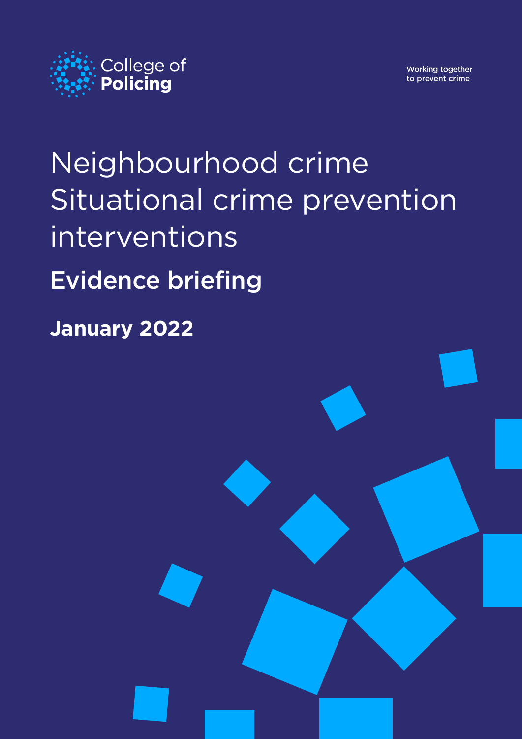College of Policing

Working together to prevent crime

# Neighbourhood crime Situational crime prevention interventions

## Evidence briefing

**January 2022**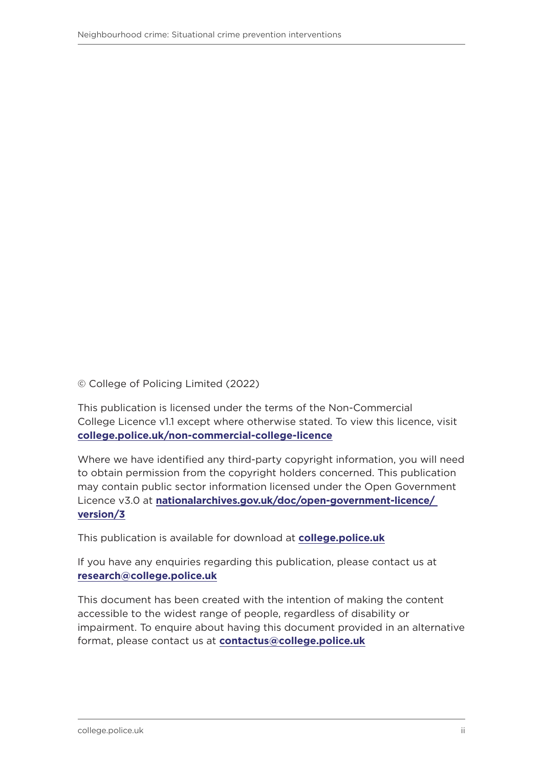© College of Policing Limited (2022)

This publication is licensed under the terms of the Non-Commercial College Licence v1.1 except where otherwise stated. To view this licence, visit **college.police.uk/non-commercial-college-licence**

Where we have identified any third-party copyright information, you will need to obtain permission from the copyright holders concerned. This publication may contain public sector information licensed under the Open Government Licence v3.0 at **nationalarchives.gov.uk/doc/open-government-licence/version/3**

This publication is available for download at **college.police.uk**

If you have any enquiries regarding this publication, please contact us at **research@college.police.uk**

This document has been created with the intention of making the content accessible to the widest range of people, regardless of disability or impairment. To enquire about having this document provided in an alternative format, please contact us at **contactus@college.police.uk**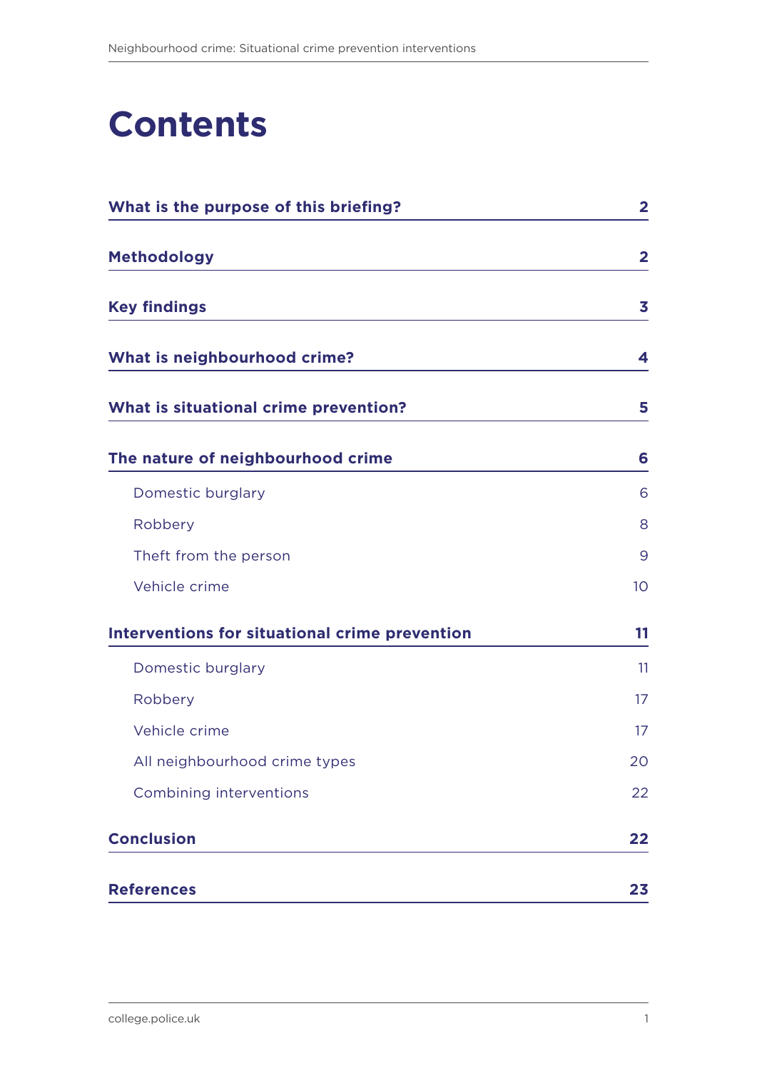# Contents

| | |
|---|---|
| **What is the purpose of this briefing?** | **2** |
| **Methodology** | **2** |
| **Key findings** | **3** |
| **What is neighbourhood crime?** | **4** |
| **What is situational crime prevention?** | **5** |
| **The nature of neighbourhood crime** | **6** |
| Domestic burglary | 6 |
| Robbery | 8 |
| Theft from the person | 9 |
| Vehicle crime | 10 |
| **Interventions for situational crime prevention** | **11** |
| Domestic burglary | 11 |
| Robbery | 17 |
| Vehicle crime | 17 |
| All neighbourhood crime types | 20 |
| Combining interventions | 22 |
| **Conclusion** | **22** |
| **References** | **23** |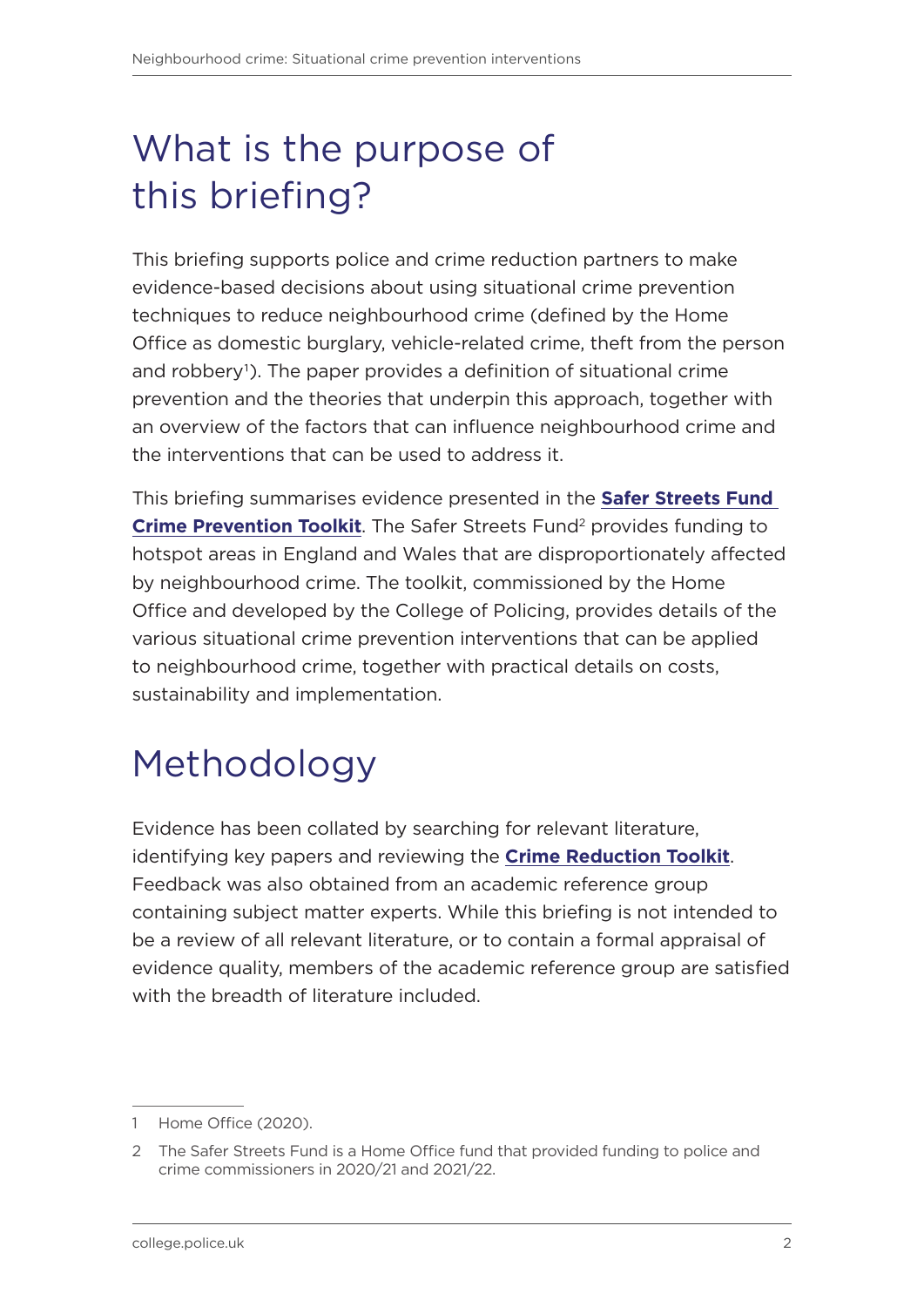# What is the purpose of this briefing?

This briefing supports police and crime reduction partners to make evidence-based decisions about using situational crime prevention techniques to reduce neighbourhood crime (defined by the Home Office as domestic burglary, vehicle-related crime, theft from the person and robbery[1]). The paper provides a definition of situational crime prevention and the theories that underpin this approach, together with an overview of the factors that can influence neighbourhood crime and the interventions that can be used to address it.

This briefing summarises evidence presented in the **Safer Streets Fund Crime Prevention Toolkit**. The Safer Streets Fund[2] provides funding to hotspot areas in England and Wales that are disproportionately affected by neighbourhood crime. The toolkit, commissioned by the Home Office and developed by the College of Policing, provides details of the various situational crime prevention interventions that can be applied to neighbourhood crime, together with practical details on costs, sustainability and implementation.

# Methodology

Evidence has been collated by searching for relevant literature, identifying key papers and reviewing the **Crime Reduction Toolkit**. Feedback was also obtained from an academic reference group containing subject matter experts. While this briefing is not intended to be a review of all relevant literature, or to contain a formal appraisal of evidence quality, members of the academic reference group are satisfied with the breadth of literature included.

---

1 Home Office (2020).

2 The Safer Streets Fund is a Home Office fund that provided funding to police and crime commissioners in 2020/21 and 2021/22.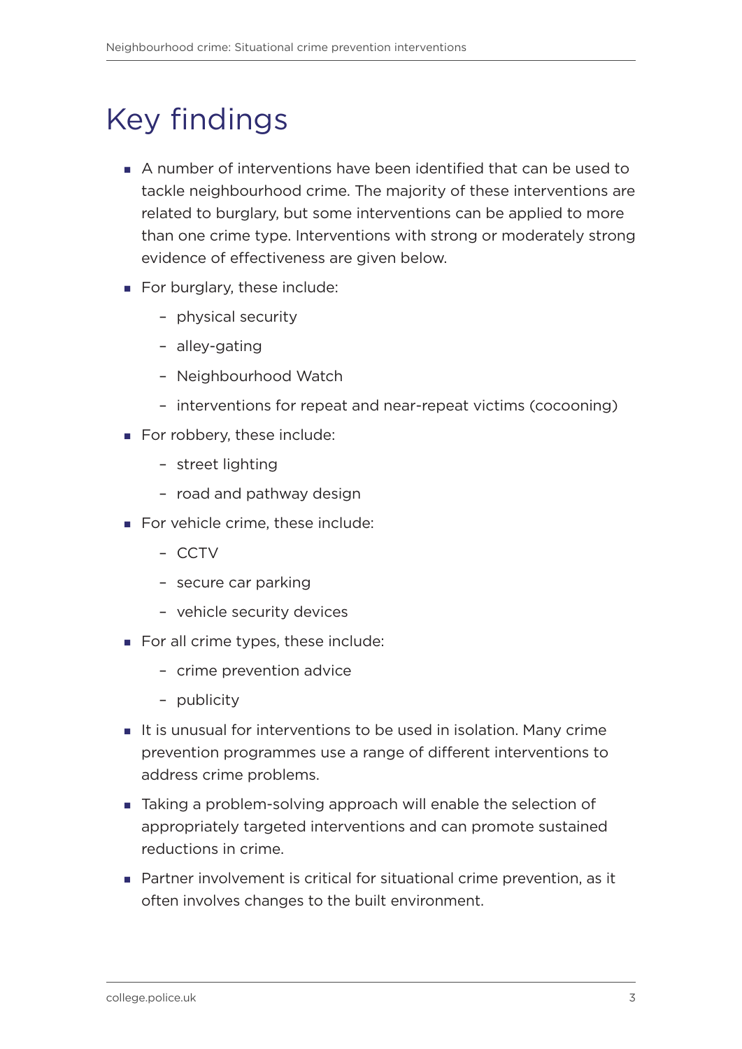# Key findings

- A number of interventions have been identified that can be used to tackle neighbourhood crime. The majority of these interventions are related to burglary, but some interventions can be applied to more than one crime type. Interventions with strong or moderately strong evidence of effectiveness are given below.
- For burglary, these include:
  - physical security
  - alley-gating
  - Neighbourhood Watch
  - interventions for repeat and near-repeat victims (cocooning)
- For robbery, these include:
  - street lighting
  - road and pathway design
- For vehicle crime, these include:
  - CCTV
  - secure car parking
  - vehicle security devices
- For all crime types, these include:
  - crime prevention advice
  - publicity
- It is unusual for interventions to be used in isolation. Many crime prevention programmes use a range of different interventions to address crime problems.
- Taking a problem-solving approach will enable the selection of appropriately targeted interventions and can promote sustained reductions in crime.
- Partner involvement is critical for situational crime prevention, as it often involves changes to the built environment.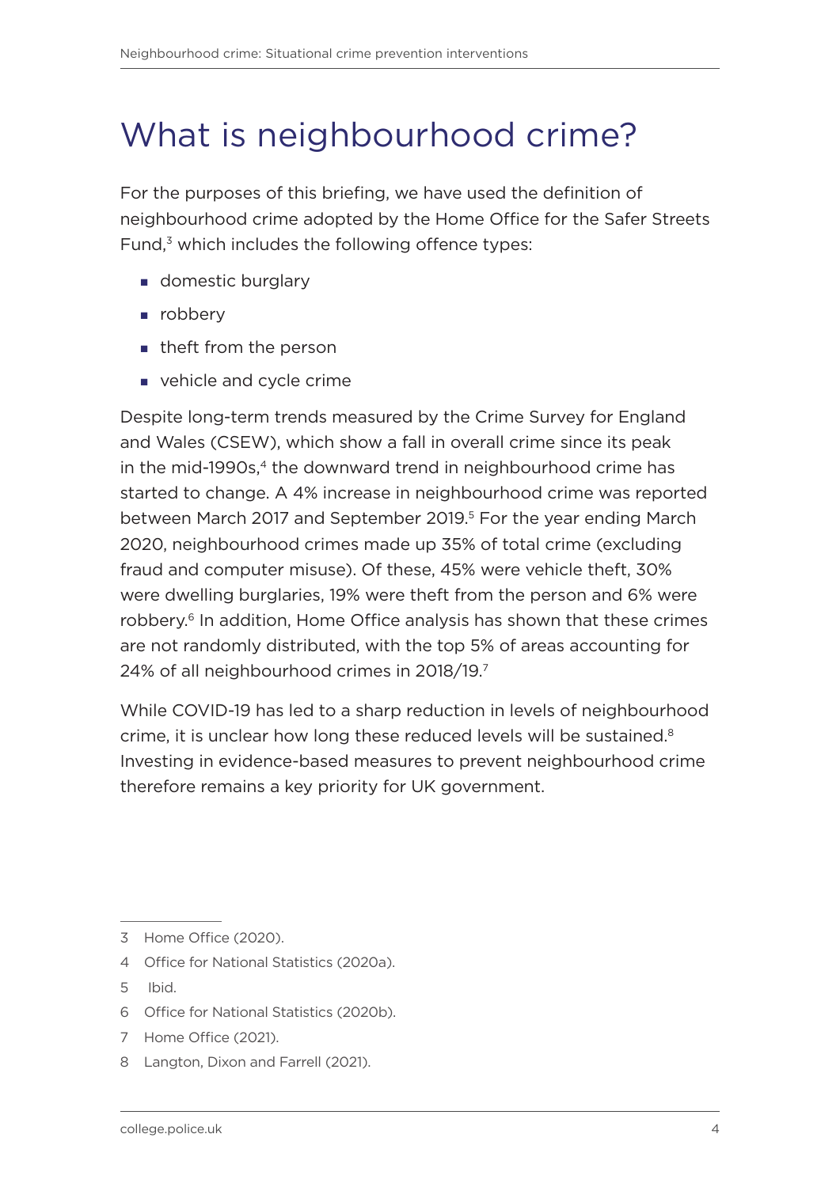# What is neighbourhood crime?

For the purposes of this briefing, we have used the definition of neighbourhood crime adopted by the Home Office for the Safer Streets Fund,[3] which includes the following offence types:

- domestic burglary
- robbery
- theft from the person
- vehicle and cycle crime

Despite long-term trends measured by the Crime Survey for England and Wales (CSEW), which show a fall in overall crime since its peak in the mid-1990s,[4] the downward trend in neighbourhood crime has started to change. A 4% increase in neighbourhood crime was reported between March 2017 and September 2019.[5] For the year ending March 2020, neighbourhood crimes made up 35% of total crime (excluding fraud and computer misuse). Of these, 45% were vehicle theft, 30% were dwelling burglaries, 19% were theft from the person and 6% were robbery.[6] In addition, Home Office analysis has shown that these crimes are not randomly distributed, with the top 5% of areas accounting for 24% of all neighbourhood crimes in 2018/19.[7]

While COVID-19 has led to a sharp reduction in levels of neighbourhood crime, it is unclear how long these reduced levels will be sustained.[8] Investing in evidence-based measures to prevent neighbourhood crime therefore remains a key priority for UK government.

---

3 Home Office (2020).

4 Office for National Statistics (2020a).

5 Ibid.

6 Office for National Statistics (2020b).

7 Home Office (2021).

8 Langton, Dixon and Farrell (2021).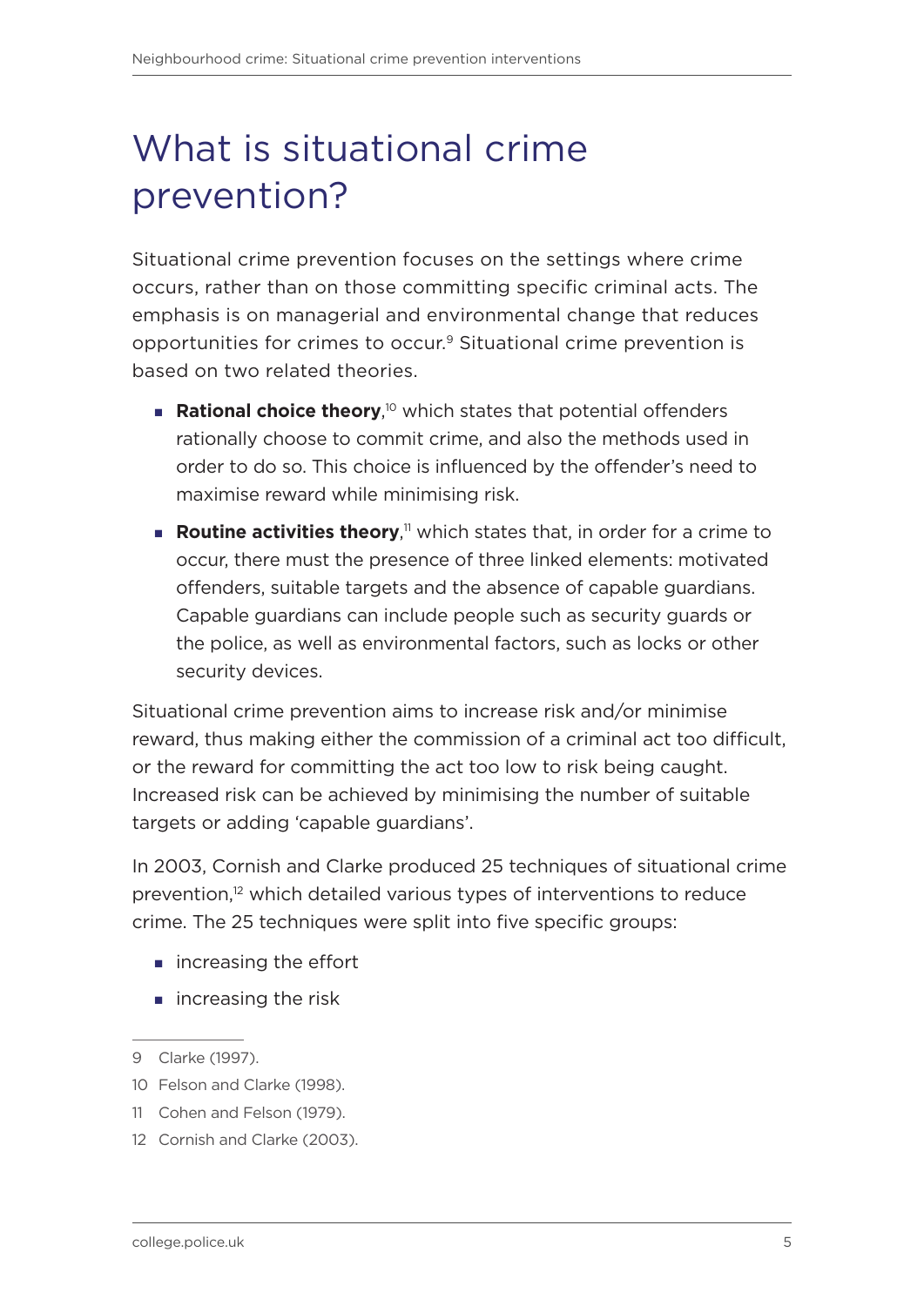# What is situational crime prevention?

Situational crime prevention focuses on the settings where crime occurs, rather than on those committing specific criminal acts. The emphasis is on managerial and environmental change that reduces opportunities for crimes to occur.[9] Situational crime prevention is based on two related theories.

- **Rational choice theory**,[10] which states that potential offenders rationally choose to commit crime, and also the methods used in order to do so. This choice is influenced by the offender's need to maximise reward while minimising risk.
- **Routine activities theory**,[11] which states that, in order for a crime to occur, there must the presence of three linked elements: motivated offenders, suitable targets and the absence of capable guardians. Capable guardians can include people such as security guards or the police, as well as environmental factors, such as locks or other security devices.

Situational crime prevention aims to increase risk and/or minimise reward, thus making either the commission of a criminal act too difficult, or the reward for committing the act too low to risk being caught. Increased risk can be achieved by minimising the number of suitable targets or adding 'capable guardians'.

In 2003, Cornish and Clarke produced 25 techniques of situational crime prevention,[12] which detailed various types of interventions to reduce crime. The 25 techniques were split into five specific groups:

- increasing the effort
- increasing the risk

---

9 Clarke (1997).

10 Felson and Clarke (1998).

11 Cohen and Felson (1979).

12 Cornish and Clarke (2003).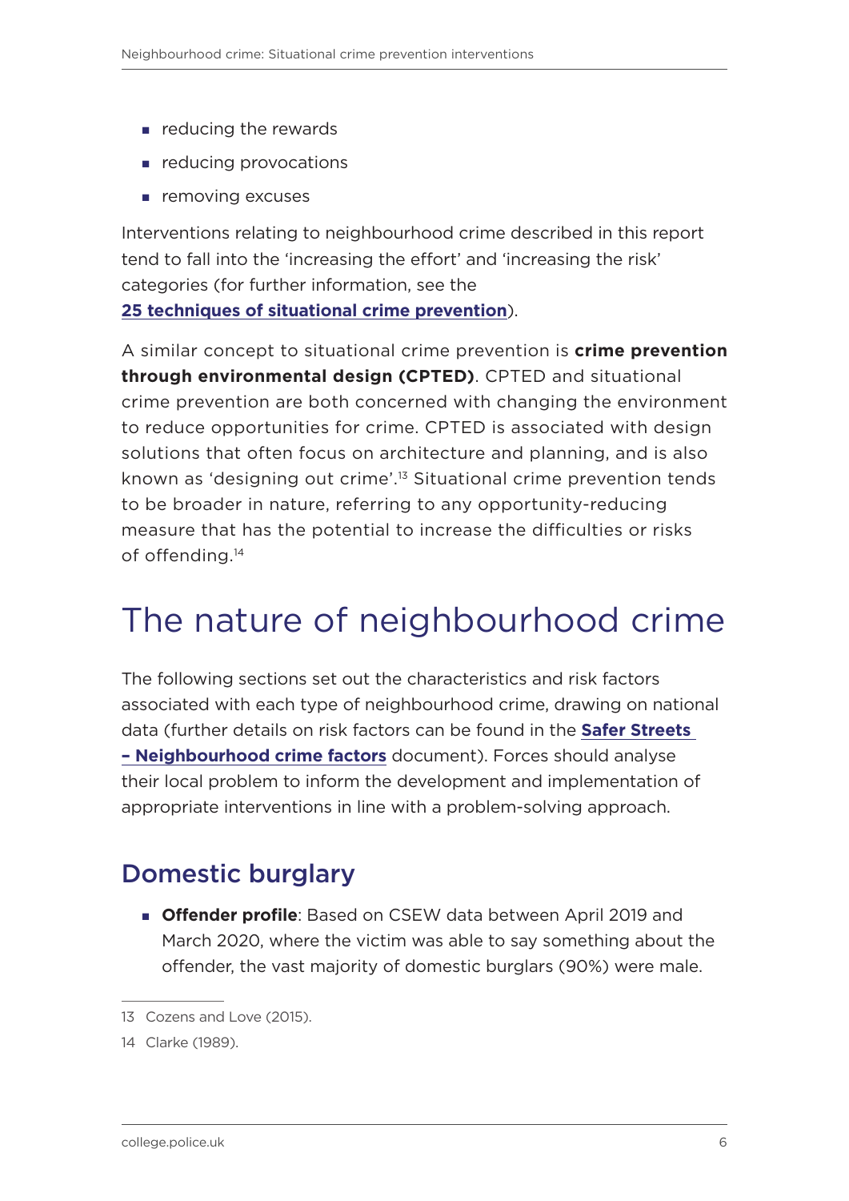- reducing the rewards
- reducing provocations
- removing excuses

Interventions relating to neighbourhood crime described in this report tend to fall into the 'increasing the effort' and 'increasing the risk' categories (for further information, see the **25 techniques of situational crime prevention**).

A similar concept to situational crime prevention is **crime prevention through environmental design (CPTED)**. CPTED and situational crime prevention are both concerned with changing the environment to reduce opportunities for crime. CPTED is associated with design solutions that often focus on architecture and planning, and is also known as 'designing out crime'.[13] Situational crime prevention tends to be broader in nature, referring to any opportunity-reducing measure that has the potential to increase the difficulties or risks of offending.[14]

# The nature of neighbourhood crime

The following sections set out the characteristics and risk factors associated with each type of neighbourhood crime, drawing on national data (further details on risk factors can be found in the **Safer Streets – Neighbourhood crime factors** document). Forces should analyse their local problem to inform the development and implementation of appropriate interventions in line with a problem-solving approach.

## Domestic burglary

- **Offender profile**: Based on CSEW data between April 2019 and March 2020, where the victim was able to say something about the offender, the vast majority of domestic burglars (90%) were male.

---

13 Cozens and Love (2015).

14 Clarke (1989).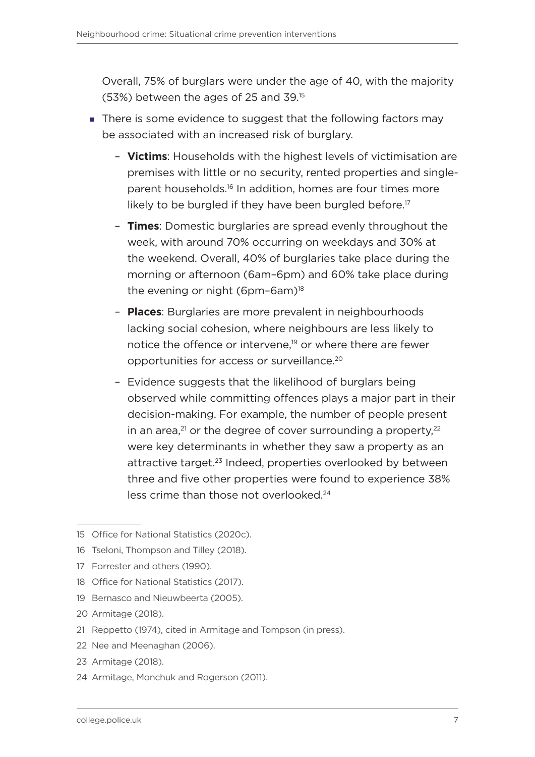Overall, 75% of burglars were under the age of 40, with the majority (53%) between the ages of 25 and 39.[15]

- There is some evidence to suggest that the following factors may be associated with an increased risk of burglary.
  - **Victims**: Households with the highest levels of victimisation are premises with little or no security, rented properties and single-parent households.[16] In addition, homes are four times more likely to be burgled if they have been burgled before.[17]
  - **Times**: Domestic burglaries are spread evenly throughout the week, with around 70% occurring on weekdays and 30% at the weekend. Overall, 40% of burglaries take place during the morning or afternoon (6am–6pm) and 60% take place during the evening or night (6pm–6am)[18]
  - **Places**: Burglaries are more prevalent in neighbourhoods lacking social cohesion, where neighbours are less likely to notice the offence or intervene,[19] or where there are fewer opportunities for access or surveillance.[20]
  - Evidence suggests that the likelihood of burglars being observed while committing offences plays a major part in their decision-making. For example, the number of people present in an area,[21] or the degree of cover surrounding a property,[22] were key determinants in whether they saw a property as an attractive target.[23] Indeed, properties overlooked by between three and five other properties were found to experience 38% less crime than those not overlooked.[24]

---

15 Office for National Statistics (2020c).

16 Tseloni, Thompson and Tilley (2018).

17 Forrester and others (1990).

18 Office for National Statistics (2017).

19 Bernasco and Nieuwbeerta (2005).

20 Armitage (2018).

21 Reppetto (1974), cited in Armitage and Tompson (in press).

22 Nee and Meenaghan (2006).

23 Armitage (2018).

24 Armitage, Monchuk and Rogerson (2011).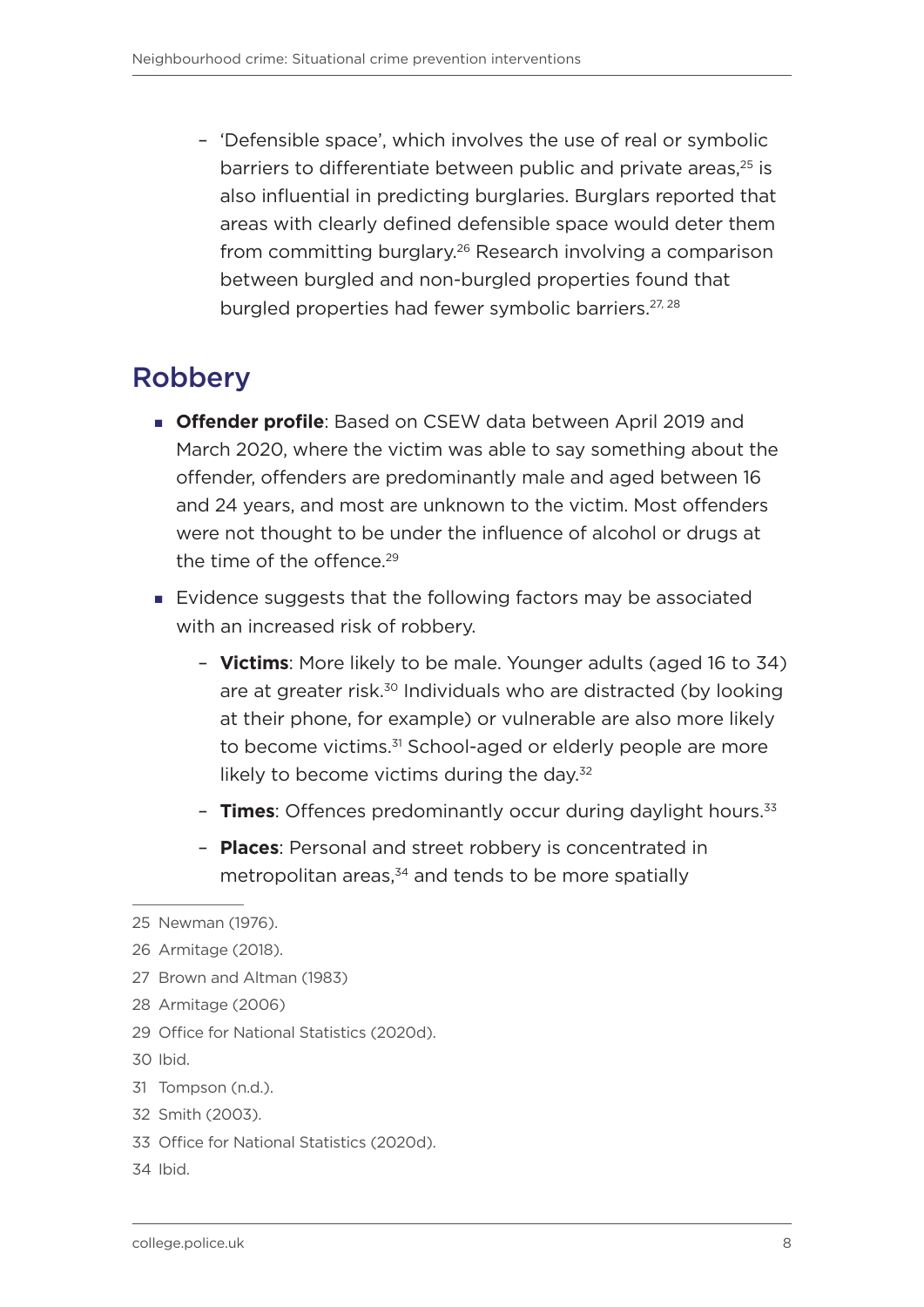- 'Defensible space', which involves the use of real or symbolic barriers to differentiate between public and private areas,[25] is also influential in predicting burglaries. Burglars reported that areas with clearly defined defensible space would deter them from committing burglary.[26] Research involving a comparison between burgled and non-burgled properties found that burgled properties had fewer symbolic barriers.[27, 28]

## Robbery

- **Offender profile**: Based on CSEW data between April 2019 and March 2020, where the victim was able to say something about the offender, offenders are predominantly male and aged between 16 and 24 years, and most are unknown to the victim. Most offenders were not thought to be under the influence of alcohol or drugs at the time of the offence.[29]
- Evidence suggests that the following factors may be associated with an increased risk of robbery.
  - **Victims**: More likely to be male. Younger adults (aged 16 to 34) are at greater risk.[30] Individuals who are distracted (by looking at their phone, for example) or vulnerable are also more likely to become victims.[31] School-aged or elderly people are more likely to become victims during the day.[32]
  - **Times**: Offences predominantly occur during daylight hours.[33]
  - **Places**: Personal and street robbery is concentrated in metropolitan areas,[34] and tends to be more spatially

25 Newman (1976).

26 Armitage (2018).

27 Brown and Altman (1983)

28 Armitage (2006)

29 Office for National Statistics (2020d).

30 Ibid.

31 Tompson (n.d.).

32 Smith (2003).

33 Office for National Statistics (2020d).

34 Ibid.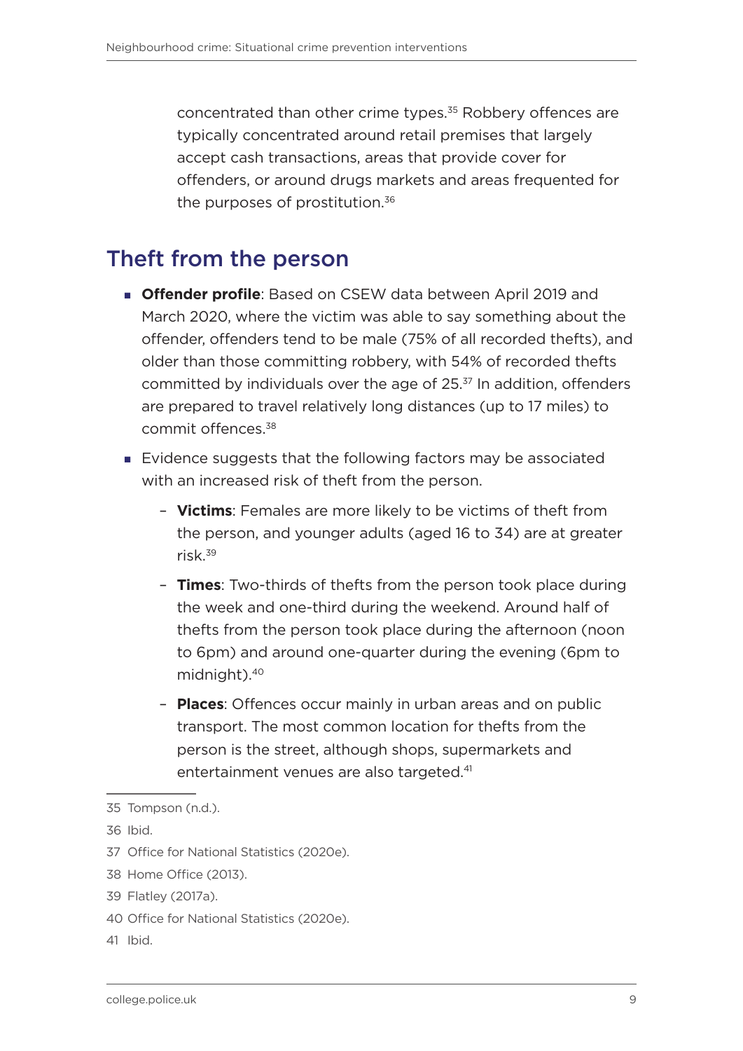concentrated than other crime types.[35] Robbery offences are typically concentrated around retail premises that largely accept cash transactions, areas that provide cover for offenders, or around drugs markets and areas frequented for the purposes of prostitution.[36]

## Theft from the person

- **Offender profile**: Based on CSEW data between April 2019 and March 2020, where the victim was able to say something about the offender, offenders tend to be male (75% of all recorded thefts), and older than those committing robbery, with 54% of recorded thefts committed by individuals over the age of 25.[37] In addition, offenders are prepared to travel relatively long distances (up to 17 miles) to commit offences.[38]
- Evidence suggests that the following factors may be associated with an increased risk of theft from the person.
  - **Victims**: Females are more likely to be victims of theft from the person, and younger adults (aged 16 to 34) are at greater risk.[39]
  - **Times**: Two-thirds of thefts from the person took place during the week and one-third during the weekend. Around half of thefts from the person took place during the afternoon (noon to 6pm) and around one-quarter during the evening (6pm to midnight).[40]
  - **Places**: Offences occur mainly in urban areas and on public transport. The most common location for thefts from the person is the street, although shops, supermarkets and entertainment venues are also targeted.[41]

35 Tompson (n.d.).

36 Ibid.

37 Office for National Statistics (2020e).

38 Home Office (2013).

39 Flatley (2017a).

40 Office for National Statistics (2020e).

41 Ibid.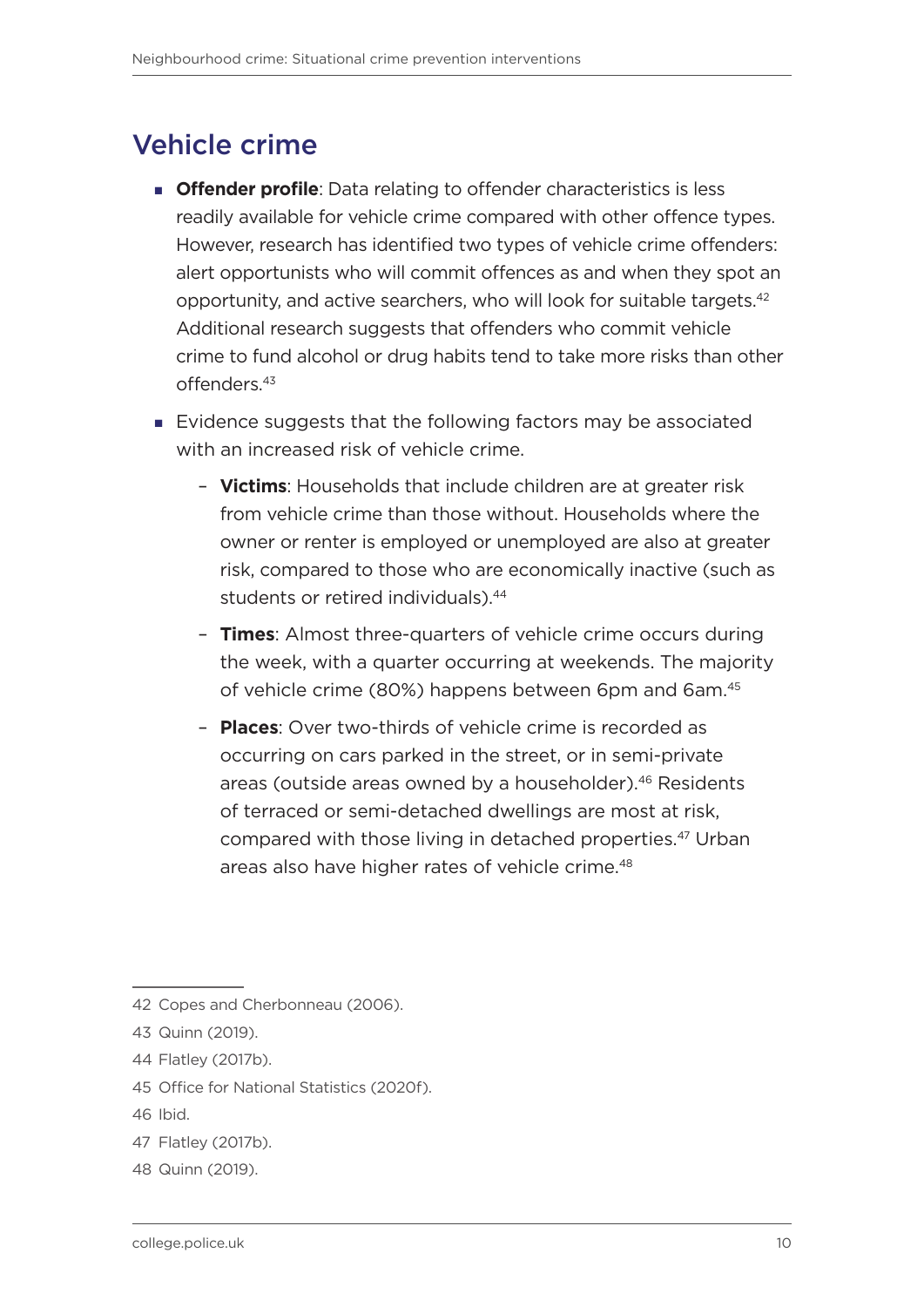## Vehicle crime

- **Offender profile**: Data relating to offender characteristics is less readily available for vehicle crime compared with other offence types. However, research has identified two types of vehicle crime offenders: alert opportunists who will commit offences as and when they spot an opportunity, and active searchers, who will look for suitable targets.[42] Additional research suggests that offenders who commit vehicle crime to fund alcohol or drug habits tend to take more risks than other offenders.[43]
- Evidence suggests that the following factors may be associated with an increased risk of vehicle crime.
  - **Victims**: Households that include children are at greater risk from vehicle crime than those without. Households where the owner or renter is employed or unemployed are also at greater risk, compared to those who are economically inactive (such as students or retired individuals).[44]
  - **Times**: Almost three-quarters of vehicle crime occurs during the week, with a quarter occurring at weekends. The majority of vehicle crime (80%) happens between 6pm and 6am.[45]
  - **Places**: Over two-thirds of vehicle crime is recorded as occurring on cars parked in the street, or in semi-private areas (outside areas owned by a householder).[46] Residents of terraced or semi-detached dwellings are most at risk, compared with those living in detached properties.[47] Urban areas also have higher rates of vehicle crime.[48]

---

42 Copes and Cherbonneau (2006).

43 Quinn (2019).

44 Flatley (2017b).

45 Office for National Statistics (2020f).

46 Ibid.

47 Flatley (2017b).

48 Quinn (2019).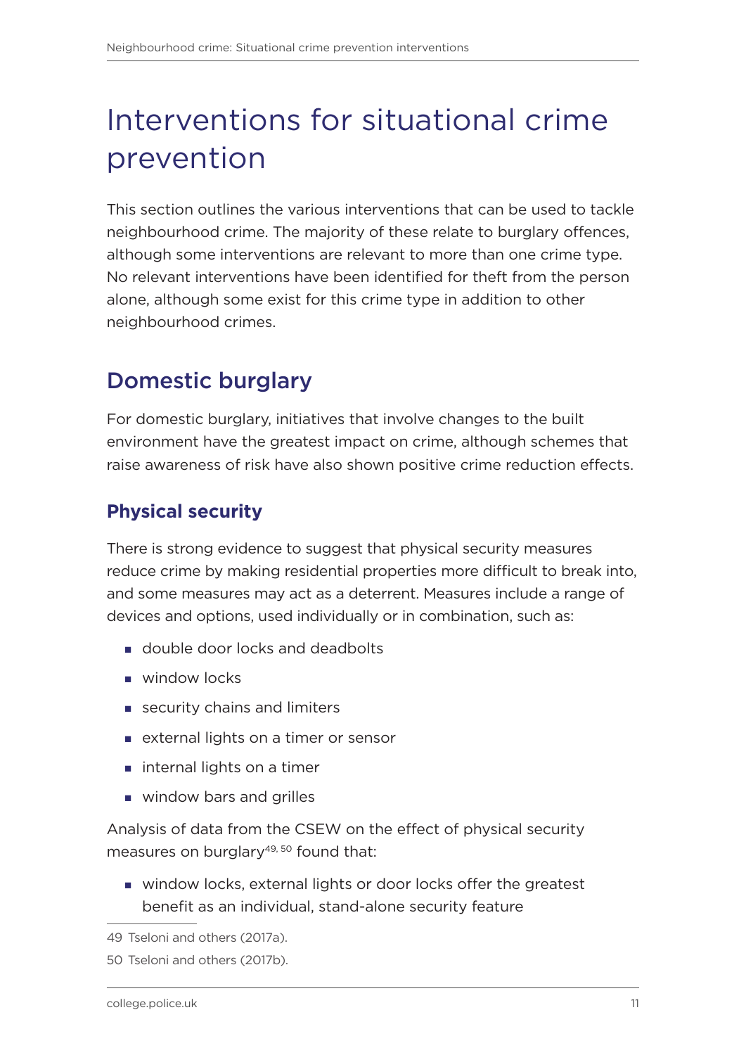# Interventions for situational crime prevention

This section outlines the various interventions that can be used to tackle neighbourhood crime. The majority of these relate to burglary offences, although some interventions are relevant to more than one crime type. No relevant interventions have been identified for theft from the person alone, although some exist for this crime type in addition to other neighbourhood crimes.

## Domestic burglary

For domestic burglary, initiatives that involve changes to the built environment have the greatest impact on crime, although schemes that raise awareness of risk have also shown positive crime reduction effects.

### Physical security

There is strong evidence to suggest that physical security measures reduce crime by making residential properties more difficult to break into, and some measures may act as a deterrent. Measures include a range of devices and options, used individually or in combination, such as:

- double door locks and deadbolts
- window locks
- security chains and limiters
- external lights on a timer or sensor
- internal lights on a timer
- window bars and grilles

Analysis of data from the CSEW on the effect of physical security measures on burglary[49, 50] found that:

- window locks, external lights or door locks offer the greatest benefit as an individual, stand-alone security feature

49 Tseloni and others (2017a).

50 Tseloni and others (2017b).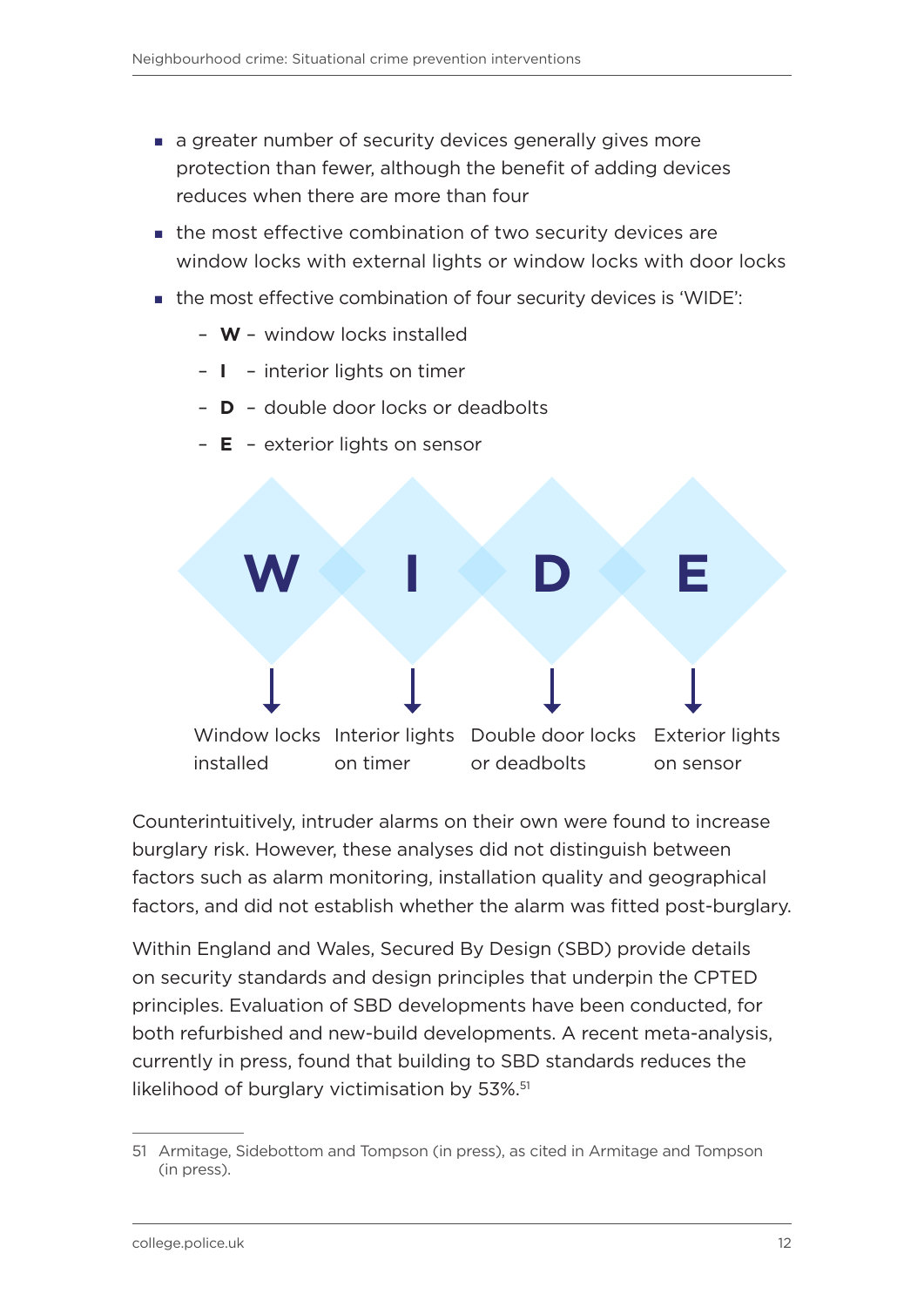- a greater number of security devices generally gives more protection than fewer, although the benefit of adding devices reduces when there are more than four
- the most effective combination of two security devices are window locks with external lights or window locks with door locks
- the most effective combination of four security devices is 'WIDE':
  - **W** – window locks installed
  - **I** – interior lights on timer
  - **D** – double door locks or deadbolts
  - **E** – exterior lights on sensor

| W | I | D | E |
|---|---|---|---|
| Window locks installed | Interior lights on timer | Double door locks or deadbolts | Exterior lights on sensor |

Counterintuitively, intruder alarms on their own were found to increase burglary risk. However, these analyses did not distinguish between factors such as alarm monitoring, installation quality and geographical factors, and did not establish whether the alarm was fitted post-burglary.

Within England and Wales, Secured By Design (SBD) provide details on security standards and design principles that underpin the CPTED principles. Evaluation of SBD developments have been conducted, for both refurbished and new-build developments. A recent meta-analysis, currently in press, found that building to SBD standards reduces the likelihood of burglary victimisation by 53%.[51]

51 Armitage, Sidebottom and Tompson (in press), as cited in Armitage and Tompson (in press).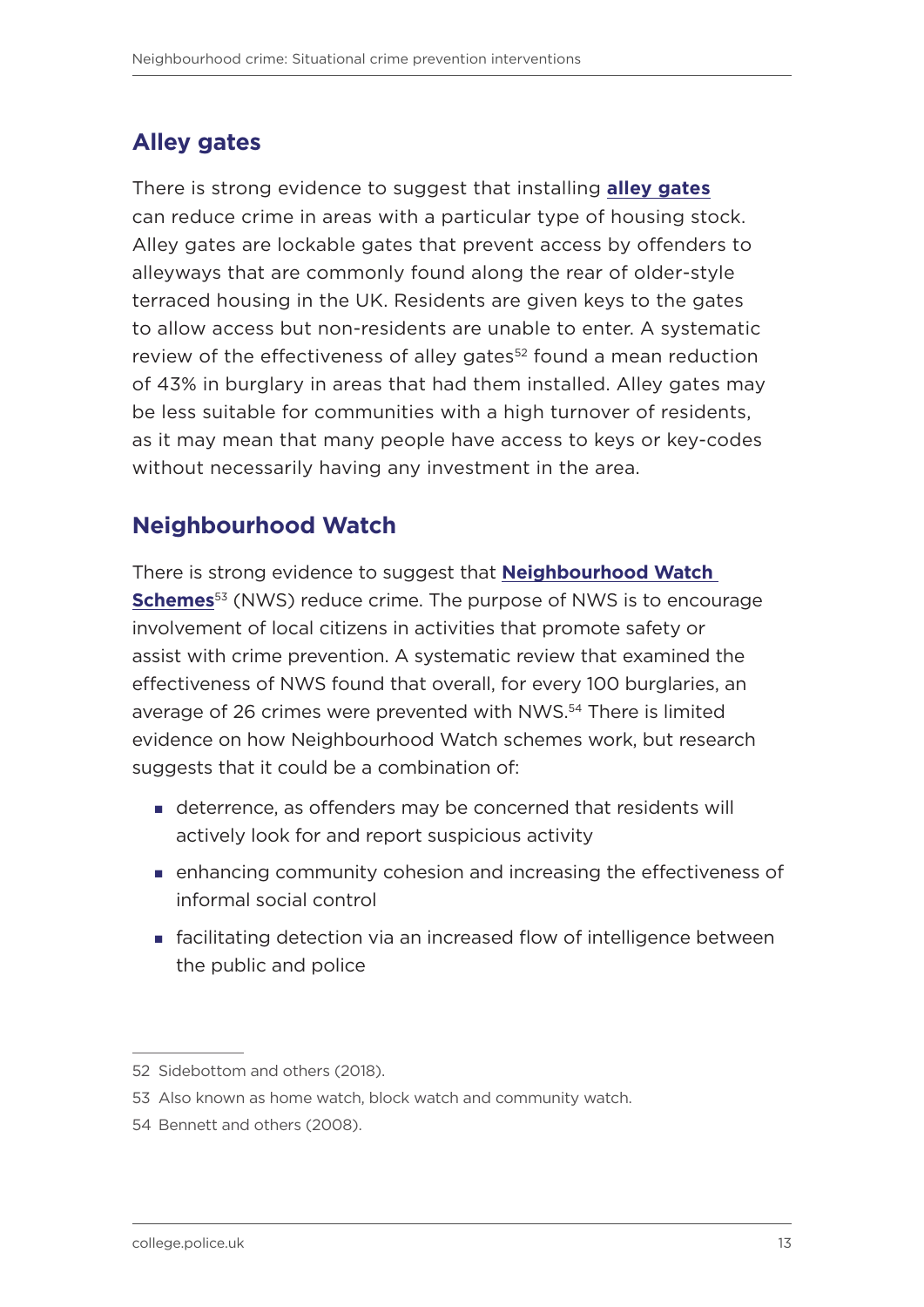## Alley gates

There is strong evidence to suggest that installing **alley gates** can reduce crime in areas with a particular type of housing stock. Alley gates are lockable gates that prevent access by offenders to alleyways that are commonly found along the rear of older-style terraced housing in the UK. Residents are given keys to the gates to allow access but non-residents are unable to enter. A systematic review of the effectiveness of alley gates[52] found a mean reduction of 43% in burglary in areas that had them installed. Alley gates may be less suitable for communities with a high turnover of residents, as it may mean that many people have access to keys or key-codes without necessarily having any investment in the area.

## Neighbourhood Watch

There is strong evidence to suggest that **Neighbourhood Watch Schemes**[53] (NWS) reduce crime. The purpose of NWS is to encourage involvement of local citizens in activities that promote safety or assist with crime prevention. A systematic review that examined the effectiveness of NWS found that overall, for every 100 burglaries, an average of 26 crimes were prevented with NWS.[54] There is limited evidence on how Neighbourhood Watch schemes work, but research suggests that it could be a combination of:

- deterrence, as offenders may be concerned that residents will actively look for and report suspicious activity
- enhancing community cohesion and increasing the effectiveness of informal social control
- facilitating detection via an increased flow of intelligence between the public and police

---

52 Sidebottom and others (2018).

53 Also known as home watch, block watch and community watch.

54 Bennett and others (2008).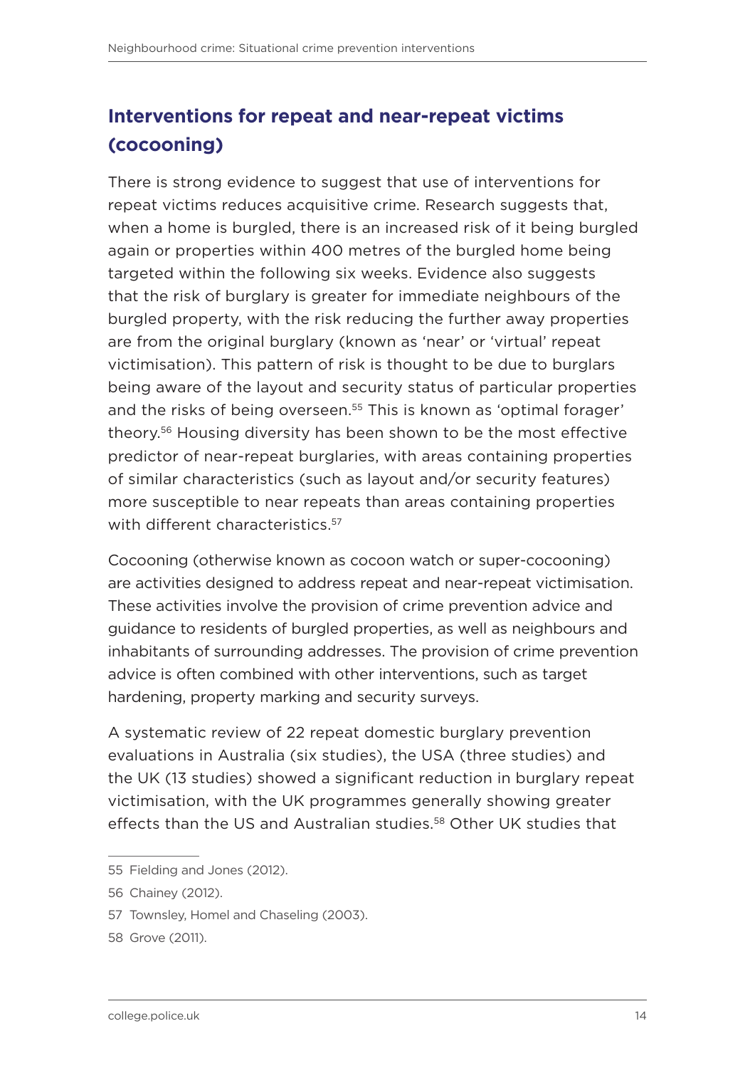## Interventions for repeat and near-repeat victims (cocooning)

There is strong evidence to suggest that use of interventions for repeat victims reduces acquisitive crime. Research suggests that, when a home is burgled, there is an increased risk of it being burgled again or properties within 400 metres of the burgled home being targeted within the following six weeks. Evidence also suggests that the risk of burglary is greater for immediate neighbours of the burgled property, with the risk reducing the further away properties are from the original burglary (known as 'near' or 'virtual' repeat victimisation). This pattern of risk is thought to be due to burglars being aware of the layout and security status of particular properties and the risks of being overseen.[55] This is known as 'optimal forager' theory.[56] Housing diversity has been shown to be the most effective predictor of near-repeat burglaries, with areas containing properties of similar characteristics (such as layout and/or security features) more susceptible to near repeats than areas containing properties with different characteristics.[57]

Cocooning (otherwise known as cocoon watch or super-cocooning) are activities designed to address repeat and near-repeat victimisation. These activities involve the provision of crime prevention advice and guidance to residents of burgled properties, as well as neighbours and inhabitants of surrounding addresses. The provision of crime prevention advice is often combined with other interventions, such as target hardening, property marking and security surveys.

A systematic review of 22 repeat domestic burglary prevention evaluations in Australia (six studies), the USA (three studies) and the UK (13 studies) showed a significant reduction in burglary repeat victimisation, with the UK programmes generally showing greater effects than the US and Australian studies.[58] Other UK studies that

---

55 Fielding and Jones (2012).

56 Chainey (2012).

57 Townsley, Homel and Chaseling (2003).

58 Grove (2011).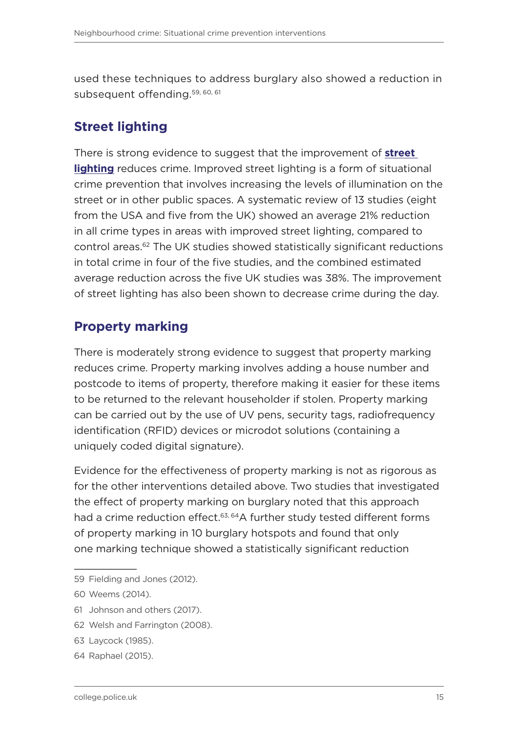used these techniques to address burglary also showed a reduction in subsequent offending.[59, 60, 61]

## Street lighting

There is strong evidence to suggest that the improvement of **street lighting** reduces crime. Improved street lighting is a form of situational crime prevention that involves increasing the levels of illumination on the street or in other public spaces. A systematic review of 13 studies (eight from the USA and five from the UK) showed an average 21% reduction in all crime types in areas with improved street lighting, compared to control areas.[62] The UK studies showed statistically significant reductions in total crime in four of the five studies, and the combined estimated average reduction across the five UK studies was 38%. The improvement of street lighting has also been shown to decrease crime during the day.

## Property marking

There is moderately strong evidence to suggest that property marking reduces crime. Property marking involves adding a house number and postcode to items of property, therefore making it easier for these items to be returned to the relevant householder if stolen. Property marking can be carried out by the use of UV pens, security tags, radiofrequency identification (RFID) devices or microdot solutions (containing a uniquely coded digital signature).

Evidence for the effectiveness of property marking is not as rigorous as for the other interventions detailed above. Two studies that investigated the effect of property marking on burglary noted that this approach had a crime reduction effect.[63, 64] A further study tested different forms of property marking in 10 burglary hotspots and found that only one marking technique showed a statistically significant reduction

---

59 Fielding and Jones (2012).

60 Weems (2014).

61 Johnson and others (2017).

62 Welsh and Farrington (2008).

63 Laycock (1985).

64 Raphael (2015).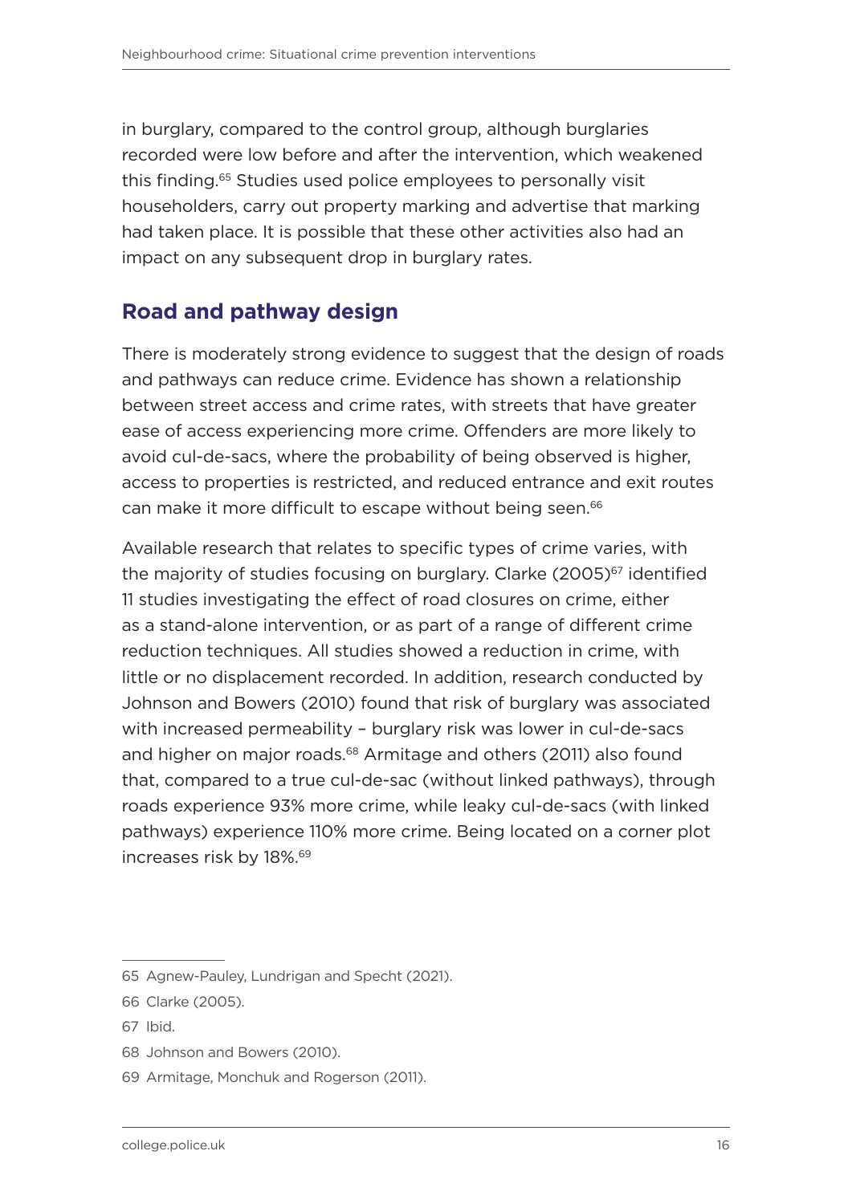in burglary, compared to the control group, although burglaries recorded were low before and after the intervention, which weakened this finding.[65] Studies used police employees to personally visit householders, carry out property marking and advertise that marking had taken place. It is possible that these other activities also had an impact on any subsequent drop in burglary rates.

## Road and pathway design

There is moderately strong evidence to suggest that the design of roads and pathways can reduce crime. Evidence has shown a relationship between street access and crime rates, with streets that have greater ease of access experiencing more crime. Offenders are more likely to avoid cul-de-sacs, where the probability of being observed is higher, access to properties is restricted, and reduced entrance and exit routes can make it more difficult to escape without being seen.[66]

Available research that relates to specific types of crime varies, with the majority of studies focusing on burglary. Clarke (2005)[67] identified 11 studies investigating the effect of road closures on crime, either as a stand-alone intervention, or as part of a range of different crime reduction techniques. All studies showed a reduction in crime, with little or no displacement recorded. In addition, research conducted by Johnson and Bowers (2010) found that risk of burglary was associated with increased permeability – burglary risk was lower in cul-de-sacs and higher on major roads.[68] Armitage and others (2011) also found that, compared to a true cul-de-sac (without linked pathways), through roads experience 93% more crime, while leaky cul-de-sacs (with linked pathways) experience 110% more crime. Being located on a corner plot increases risk by 18%.[69]

---

65 Agnew-Pauley, Lundrigan and Specht (2021).

66 Clarke (2005).

67 Ibid.

68 Johnson and Bowers (2010).

69 Armitage, Monchuk and Rogerson (2011).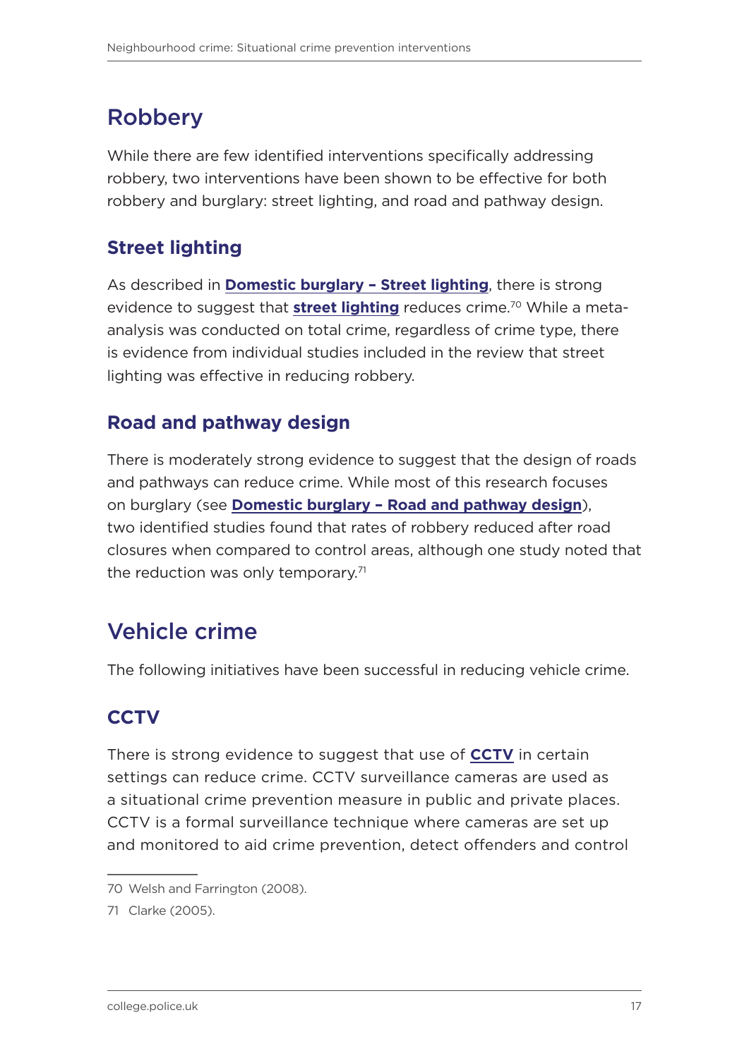## Robbery

While there are few identified interventions specifically addressing robbery, two interventions have been shown to be effective for both robbery and burglary: street lighting, and road and pathway design.

### Street lighting

As described in **Domestic burglary – Street lighting**, there is strong evidence to suggest that **street lighting** reduces crime.[70] While a meta-analysis was conducted on total crime, regardless of crime type, there is evidence from individual studies included in the review that street lighting was effective in reducing robbery.

### Road and pathway design

There is moderately strong evidence to suggest that the design of roads and pathways can reduce crime. While most of this research focuses on burglary (see **Domestic burglary – Road and pathway design**), two identified studies found that rates of robbery reduced after road closures when compared to control areas, although one study noted that the reduction was only temporary.[71]

## Vehicle crime

The following initiatives have been successful in reducing vehicle crime.

### CCTV

There is strong evidence to suggest that use of **CCTV** in certain settings can reduce crime. CCTV surveillance cameras are used as a situational crime prevention measure in public and private places. CCTV is a formal surveillance technique where cameras are set up and monitored to aid crime prevention, detect offenders and control

---

70 Welsh and Farrington (2008).

71 Clarke (2005).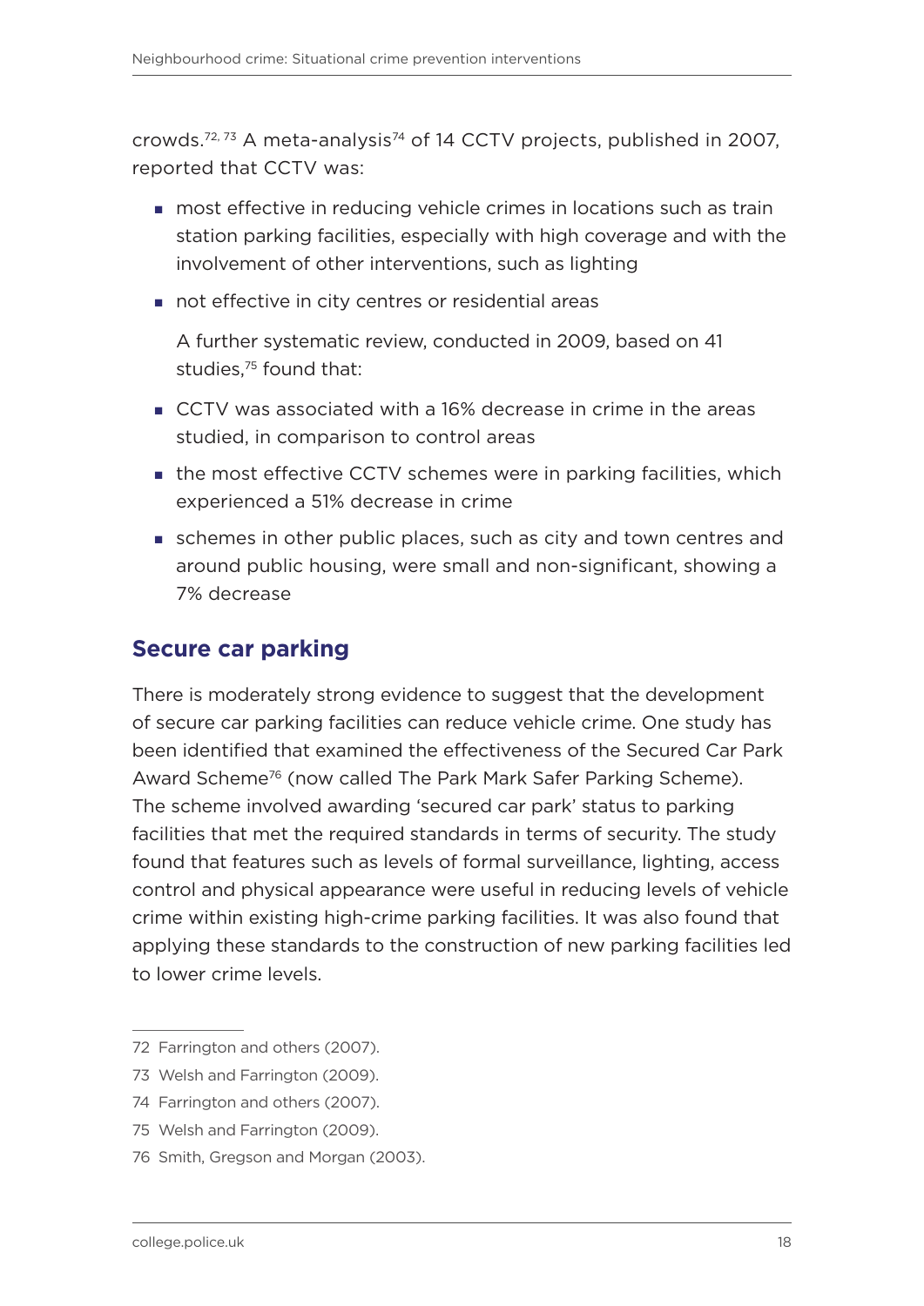crowds.[72, 73] A meta-analysis[74] of 14 CCTV projects, published in 2007, reported that CCTV was:

- most effective in reducing vehicle crimes in locations such as train station parking facilities, especially with high coverage and with the involvement of other interventions, such as lighting
- not effective in city centres or residential areas

A further systematic review, conducted in 2009, based on 41 studies,[75] found that:

- CCTV was associated with a 16% decrease in crime in the areas studied, in comparison to control areas
- the most effective CCTV schemes were in parking facilities, which experienced a 51% decrease in crime
- schemes in other public places, such as city and town centres and around public housing, were small and non-significant, showing a 7% decrease

## Secure car parking

There is moderately strong evidence to suggest that the development of secure car parking facilities can reduce vehicle crime. One study has been identified that examined the effectiveness of the Secured Car Park Award Scheme[76] (now called The Park Mark Safer Parking Scheme). The scheme involved awarding 'secured car park' status to parking facilities that met the required standards in terms of security. The study found that features such as levels of formal surveillance, lighting, access control and physical appearance were useful in reducing levels of vehicle crime within existing high-crime parking facilities. It was also found that applying these standards to the construction of new parking facilities led to lower crime levels.

---

72 Farrington and others (2007).

73 Welsh and Farrington (2009).

74 Farrington and others (2007).

75 Welsh and Farrington (2009).

76 Smith, Gregson and Morgan (2003).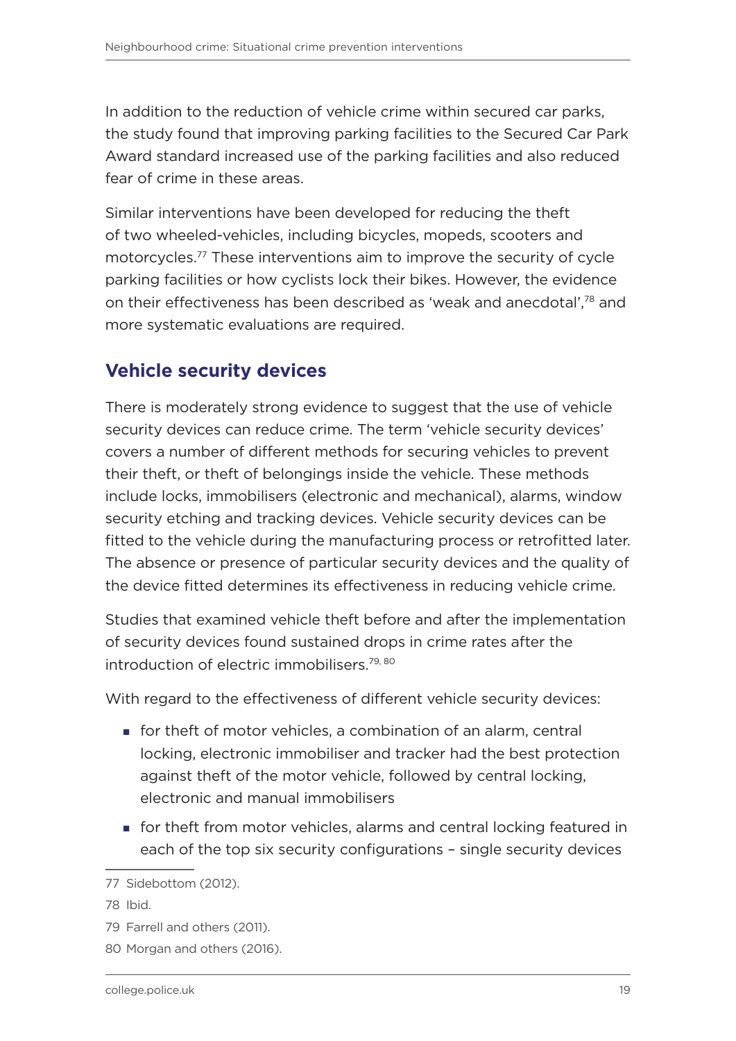In addition to the reduction of vehicle crime within secured car parks, the study found that improving parking facilities to the Secured Car Park Award standard increased use of the parking facilities and also reduced fear of crime in these areas.

Similar interventions have been developed for reducing the theft of two wheeled-vehicles, including bicycles, mopeds, scooters and motorcycles.[77] These interventions aim to improve the security of cycle parking facilities or how cyclists lock their bikes. However, the evidence on their effectiveness has been described as 'weak and anecdotal',[78] and more systematic evaluations are required.

## Vehicle security devices

There is moderately strong evidence to suggest that the use of vehicle security devices can reduce crime. The term 'vehicle security devices' covers a number of different methods for securing vehicles to prevent their theft, or theft of belongings inside the vehicle. These methods include locks, immobilisers (electronic and mechanical), alarms, window security etching and tracking devices. Vehicle security devices can be fitted to the vehicle during the manufacturing process or retrofitted later. The absence or presence of particular security devices and the quality of the device fitted determines its effectiveness in reducing vehicle crime.

Studies that examined vehicle theft before and after the implementation of security devices found sustained drops in crime rates after the introduction of electric immobilisers.[79, 80]

With regard to the effectiveness of different vehicle security devices:

- for theft of motor vehicles, a combination of an alarm, central locking, electronic immobiliser and tracker had the best protection against theft of the motor vehicle, followed by central locking, electronic and manual immobilisers
- for theft from motor vehicles, alarms and central locking featured in each of the top six security configurations – single security devices

77 Sidebottom (2012).

78 Ibid.

79 Farrell and others (2011).

80 Morgan and others (2016).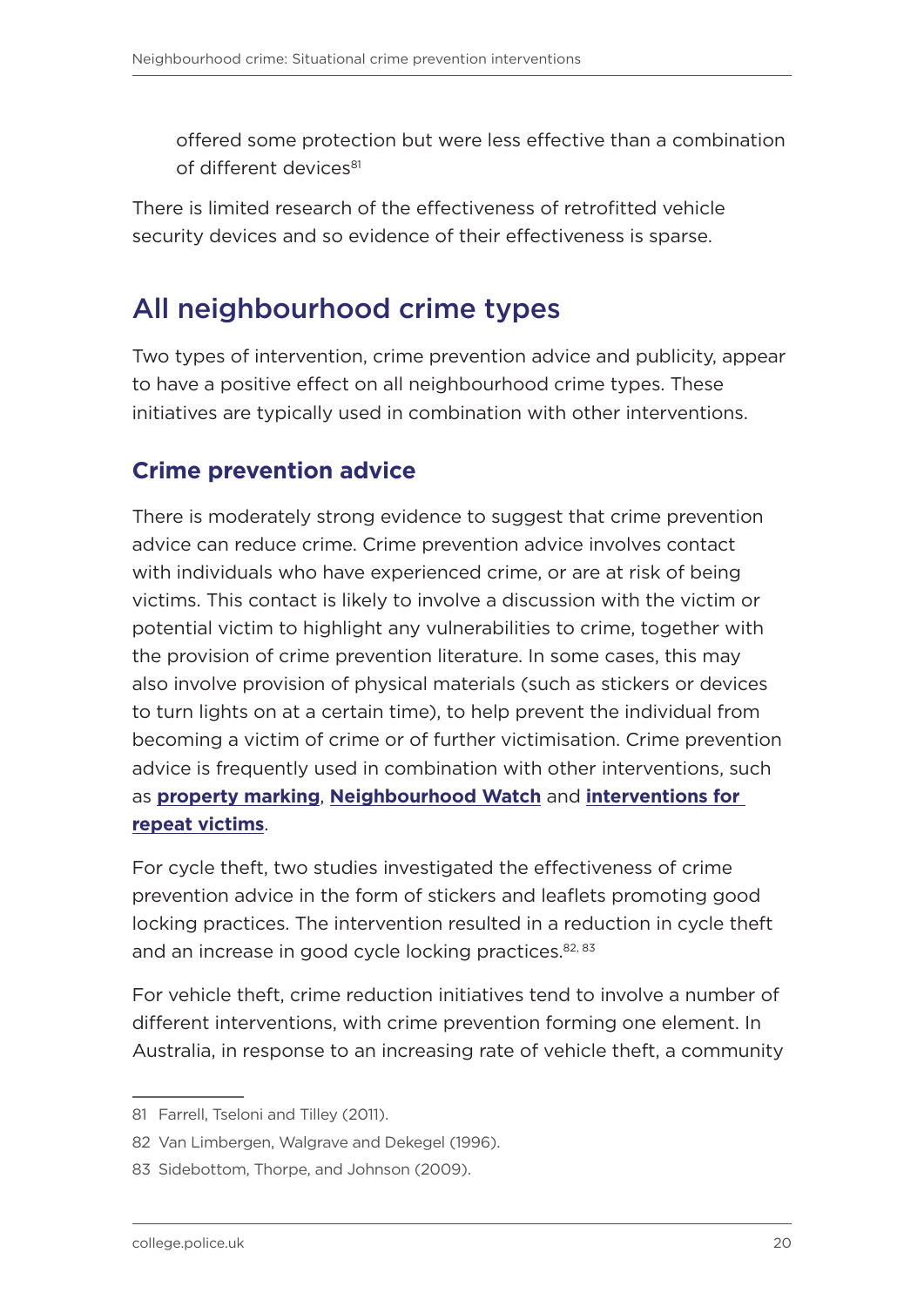offered some protection but were less effective than a combination of different devices[81]

There is limited research of the effectiveness of retrofitted vehicle security devices and so evidence of their effectiveness is sparse.

## All neighbourhood crime types

Two types of intervention, crime prevention advice and publicity, appear to have a positive effect on all neighbourhood crime types. These initiatives are typically used in combination with other interventions.

### Crime prevention advice

There is moderately strong evidence to suggest that crime prevention advice can reduce crime. Crime prevention advice involves contact with individuals who have experienced crime, or are at risk of being victims. This contact is likely to involve a discussion with the victim or potential victim to highlight any vulnerabilities to crime, together with the provision of crime prevention literature. In some cases, this may also involve provision of physical materials (such as stickers or devices to turn lights on at a certain time), to help prevent the individual from becoming a victim of crime or of further victimisation. Crime prevention advice is frequently used in combination with other interventions, such as **property marking**, **Neighbourhood Watch** and **interventions for repeat victims**.

For cycle theft, two studies investigated the effectiveness of crime prevention advice in the form of stickers and leaflets promoting good locking practices. The intervention resulted in a reduction in cycle theft and an increase in good cycle locking practices.[82, 83]

For vehicle theft, crime reduction initiatives tend to involve a number of different interventions, with crime prevention forming one element. In Australia, in response to an increasing rate of vehicle theft, a community

---

81 Farrell, Tseloni and Tilley (2011).

82 Van Limbergen, Walgrave and Dekegel (1996).

83 Sidebottom, Thorpe, and Johnson (2009).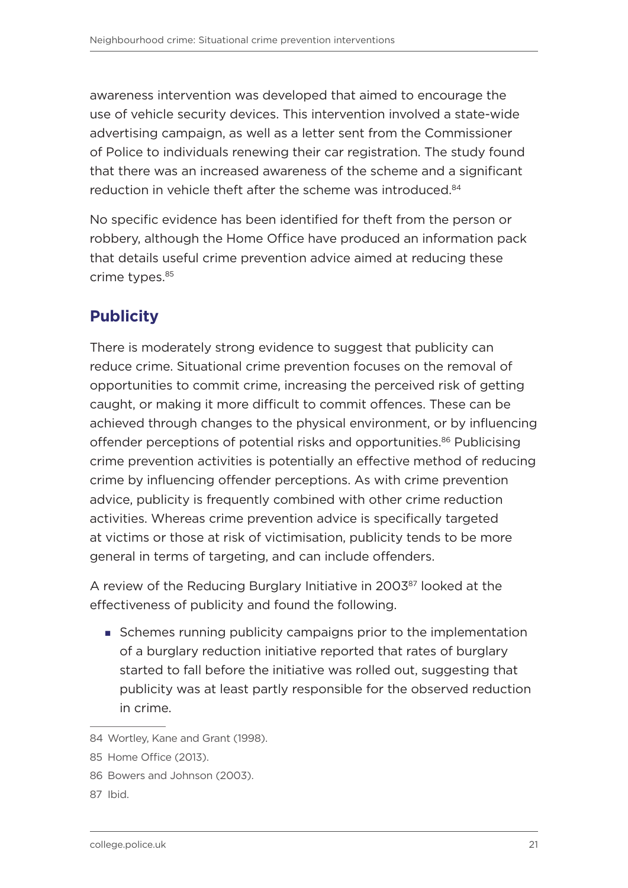awareness intervention was developed that aimed to encourage the use of vehicle security devices. This intervention involved a state-wide advertising campaign, as well as a letter sent from the Commissioner of Police to individuals renewing their car registration. The study found that there was an increased awareness of the scheme and a significant reduction in vehicle theft after the scheme was introduced.[84]

No specific evidence has been identified for theft from the person or robbery, although the Home Office have produced an information pack that details useful crime prevention advice aimed at reducing these crime types.[85]

## Publicity

There is moderately strong evidence to suggest that publicity can reduce crime. Situational crime prevention focuses on the removal of opportunities to commit crime, increasing the perceived risk of getting caught, or making it more difficult to commit offences. These can be achieved through changes to the physical environment, or by influencing offender perceptions of potential risks and opportunities.[86] Publicising crime prevention activities is potentially an effective method of reducing crime by influencing offender perceptions. As with crime prevention advice, publicity is frequently combined with other crime reduction activities. Whereas crime prevention advice is specifically targeted at victims or those at risk of victimisation, publicity tends to be more general in terms of targeting, and can include offenders.

A review of the Reducing Burglary Initiative in 2003[87] looked at the effectiveness of publicity and found the following.

- Schemes running publicity campaigns prior to the implementation of a burglary reduction initiative reported that rates of burglary started to fall before the initiative was rolled out, suggesting that publicity was at least partly responsible for the observed reduction in crime.

---

84 Wortley, Kane and Grant (1998).

85 Home Office (2013).

86 Bowers and Johnson (2003).

87 Ibid.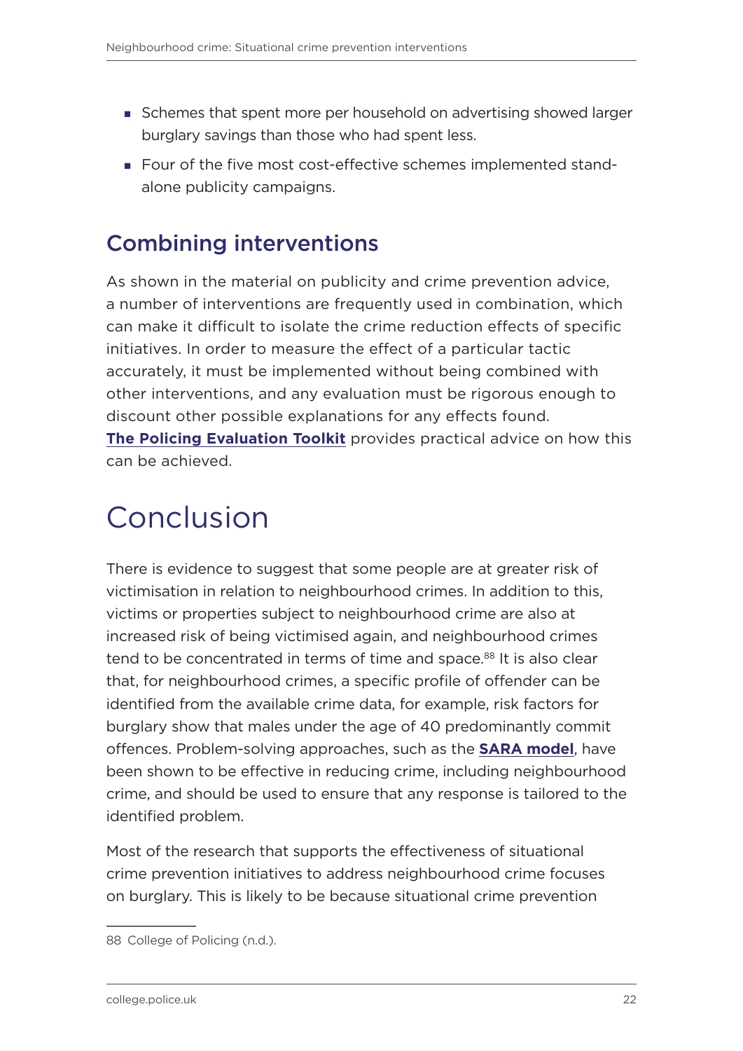- Schemes that spent more per household on advertising showed larger burglary savings than those who had spent less.
- Four of the five most cost-effective schemes implemented stand-alone publicity campaigns.

## Combining interventions

As shown in the material on publicity and crime prevention advice, a number of interventions are frequently used in combination, which can make it difficult to isolate the crime reduction effects of specific initiatives. In order to measure the effect of a particular tactic accurately, it must be implemented without being combined with other interventions, and any evaluation must be rigorous enough to discount other possible explanations for any effects found. **The Policing Evaluation Toolkit** provides practical advice on how this can be achieved.

# Conclusion

There is evidence to suggest that some people are at greater risk of victimisation in relation to neighbourhood crimes. In addition to this, victims or properties subject to neighbourhood crime are also at increased risk of being victimised again, and neighbourhood crimes tend to be concentrated in terms of time and space.[88] It is also clear that, for neighbourhood crimes, a specific profile of offender can be identified from the available crime data, for example, risk factors for burglary show that males under the age of 40 predominantly commit offences. Problem-solving approaches, such as the **SARA model**, have been shown to be effective in reducing crime, including neighbourhood crime, and should be used to ensure that any response is tailored to the identified problem.

Most of the research that supports the effectiveness of situational crime prevention initiatives to address neighbourhood crime focuses on burglary. This is likely to be because situational crime prevention

---

88 College of Policing (n.d.).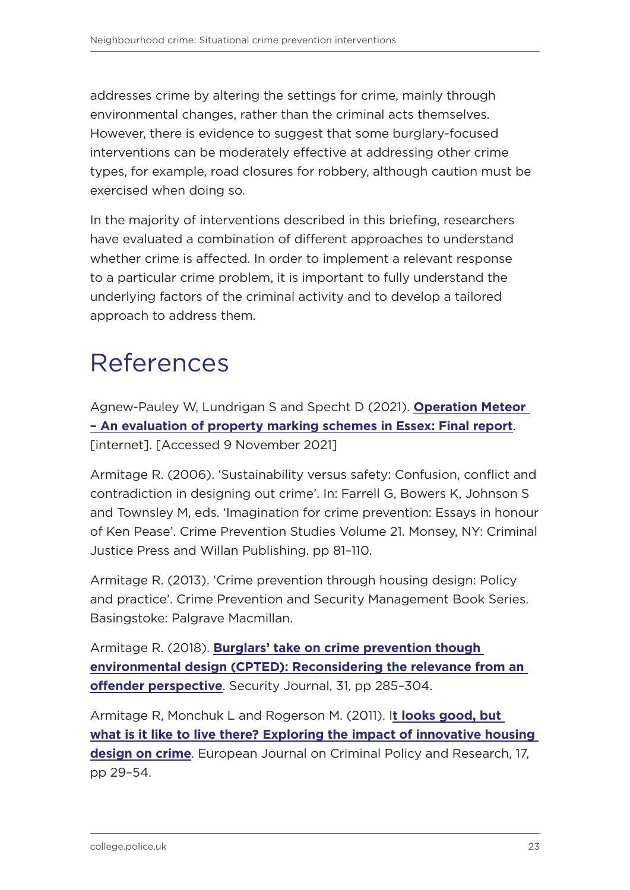addresses crime by altering the settings for crime, mainly through environmental changes, rather than the criminal acts themselves. However, there is evidence to suggest that some burglary-focused interventions can be moderately effective at addressing other crime types, for example, road closures for robbery, although caution must be exercised when doing so.

In the majority of interventions described in this briefing, researchers have evaluated a combination of different approaches to understand whether crime is affected. In order to implement a relevant response to a particular crime problem, it is important to fully understand the underlying factors of the criminal activity and to develop a tailored approach to address them.

# References

Agnew-Pauley W, Lundrigan S and Specht D (2021). **Operation Meteor – An evaluation of property marking schemes in Essex: Final report**. [internet]. [Accessed 9 November 2021]

Armitage R. (2006). 'Sustainability versus safety: Confusion, conflict and contradiction in designing out crime'. In: Farrell G, Bowers K, Johnson S and Townsley M, eds. 'Imagination for crime prevention: Essays in honour of Ken Pease'. Crime Prevention Studies Volume 21. Monsey, NY: Criminal Justice Press and Willan Publishing. pp 81–110.

Armitage R. (2013). 'Crime prevention through housing design: Policy and practice'. Crime Prevention and Security Management Book Series. Basingstoke: Palgrave Macmillan.

Armitage R. (2018). **Burglars' take on crime prevention though environmental design (CPTED): Reconsidering the relevance from an offender perspective**. Security Journal, 31, pp 285–304.

Armitage R, Monchuk L and Rogerson M. (2011). **It looks good, but what is it like to live there? Exploring the impact of innovative housing design on crime**. European Journal on Criminal Policy and Research, 17, pp 29–54.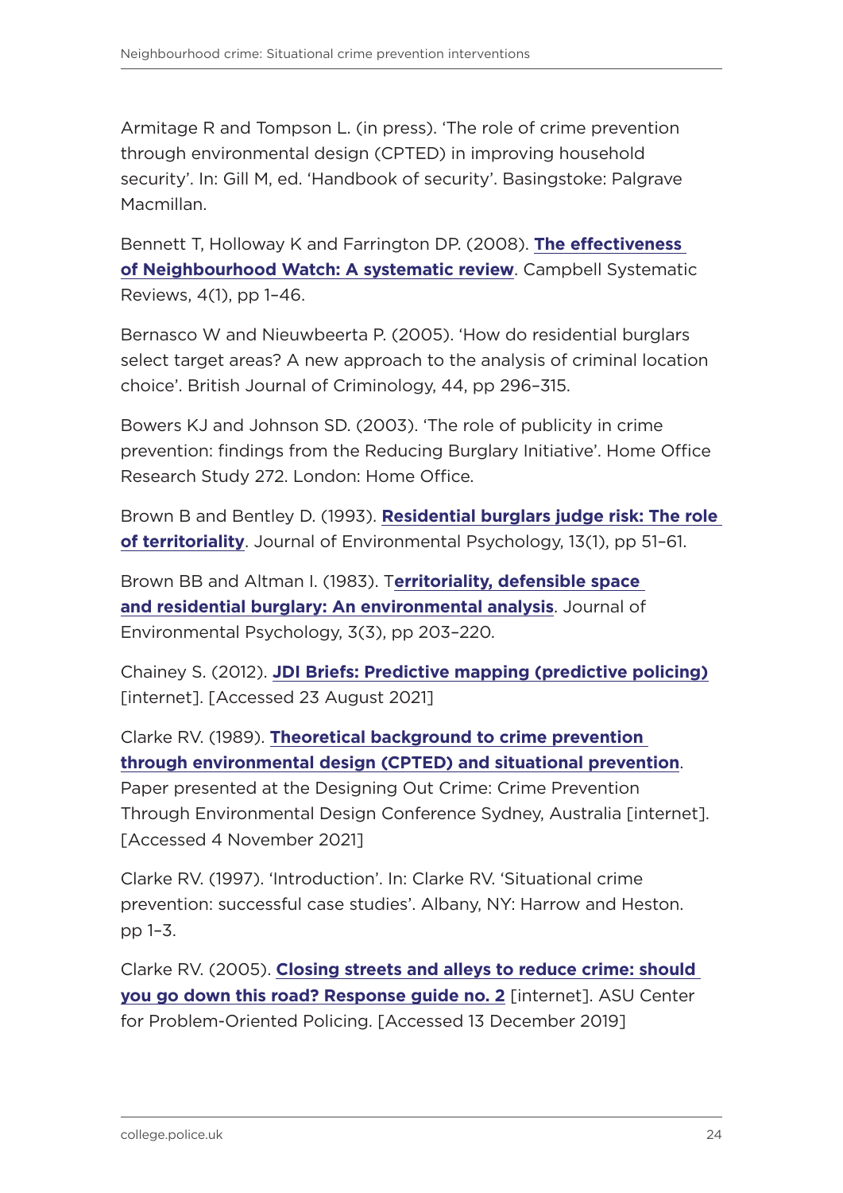Armitage R and Tompson L. (in press). 'The role of crime prevention through environmental design (CPTED) in improving household security'. In: Gill M, ed. 'Handbook of security'. Basingstoke: Palgrave Macmillan.

Bennett T, Holloway K and Farrington DP. (2008). **The effectiveness of Neighbourhood Watch: A systematic review**. Campbell Systematic Reviews, 4(1), pp 1–46.

Bernasco W and Nieuwbeerta P. (2005). 'How do residential burglars select target areas? A new approach to the analysis of criminal location choice'. British Journal of Criminology, 44, pp 296–315.

Bowers KJ and Johnson SD. (2003). 'The role of publicity in crime prevention: findings from the Reducing Burglary Initiative'. Home Office Research Study 272. London: Home Office.

Brown B and Bentley D. (1993). **Residential burglars judge risk: The role of territoriality**. Journal of Environmental Psychology, 13(1), pp 51–61.

Brown BB and Altman I. (1983). **Territoriality, defensible space and residential burglary: An environmental analysis**. Journal of Environmental Psychology, 3(3), pp 203–220.

Chainey S. (2012). **JDI Briefs: Predictive mapping (predictive policing)** [internet]. [Accessed 23 August 2021]

Clarke RV. (1989). **Theoretical background to crime prevention through environmental design (CPTED) and situational prevention**. Paper presented at the Designing Out Crime: Crime Prevention Through Environmental Design Conference Sydney, Australia [internet]. [Accessed 4 November 2021]

Clarke RV. (1997). 'Introduction'. In: Clarke RV. 'Situational crime prevention: successful case studies'. Albany, NY: Harrow and Heston. pp 1–3.

Clarke RV. (2005). **Closing streets and alleys to reduce crime: should you go down this road? Response guide no. 2** [internet]. ASU Center for Problem-Oriented Policing. [Accessed 13 December 2019]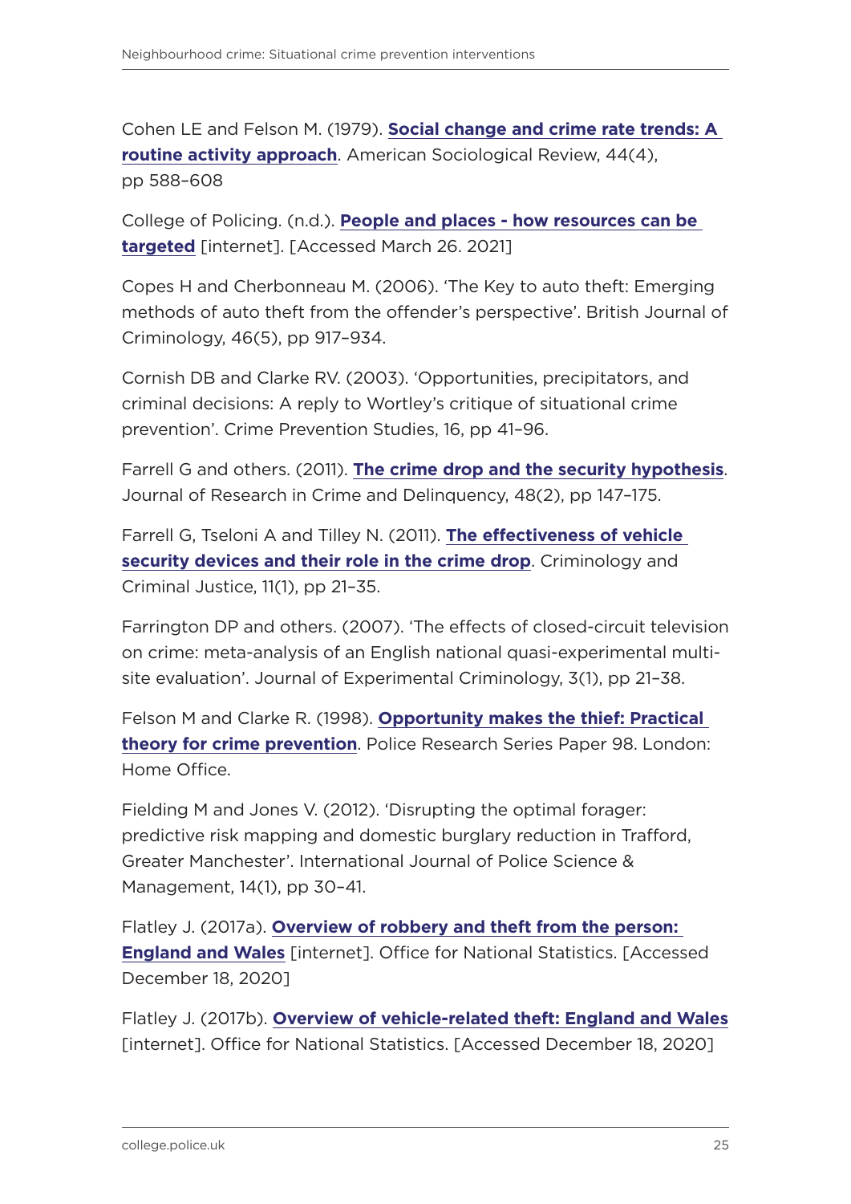Cohen LE and Felson M. (1979). **Social change and crime rate trends: A routine activity approach**. American Sociological Review, 44(4), pp 588–608

College of Policing. (n.d.). **People and places - how resources can be targeted** [internet]. [Accessed March 26. 2021]

Copes H and Cherbonneau M. (2006). 'The Key to auto theft: Emerging methods of auto theft from the offender's perspective'. British Journal of Criminology, 46(5), pp 917–934.

Cornish DB and Clarke RV. (2003). 'Opportunities, precipitators, and criminal decisions: A reply to Wortley's critique of situational crime prevention'. Crime Prevention Studies, 16, pp 41–96.

Farrell G and others. (2011). **The crime drop and the security hypothesis**. Journal of Research in Crime and Delinquency, 48(2), pp 147–175.

Farrell G, Tseloni A and Tilley N. (2011). **The effectiveness of vehicle security devices and their role in the crime drop**. Criminology and Criminal Justice, 11(1), pp 21–35.

Farrington DP and others. (2007). 'The effects of closed-circuit television on crime: meta-analysis of an English national quasi-experimental multi-site evaluation'. Journal of Experimental Criminology, 3(1), pp 21–38.

Felson M and Clarke R. (1998). **Opportunity makes the thief: Practical theory for crime prevention**. Police Research Series Paper 98. London: Home Office.

Fielding M and Jones V. (2012). 'Disrupting the optimal forager: predictive risk mapping and domestic burglary reduction in Trafford, Greater Manchester'. International Journal of Police Science & Management, 14(1), pp 30–41.

Flatley J. (2017a). **Overview of robbery and theft from the person: England and Wales** [internet]. Office for National Statistics. [Accessed December 18, 2020]

Flatley J. (2017b). **Overview of vehicle-related theft: England and Wales** [internet]. Office for National Statistics. [Accessed December 18, 2020]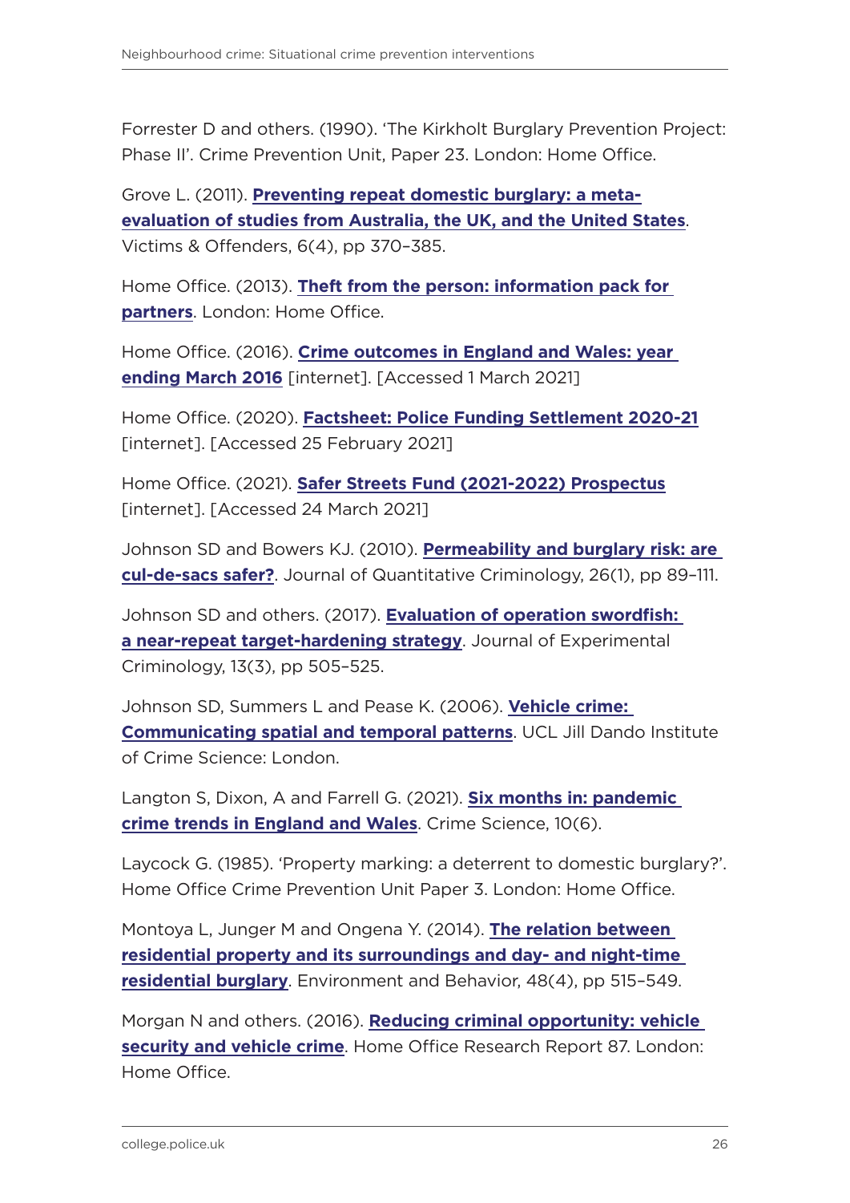Forrester D and others. (1990). 'The Kirkholt Burglary Prevention Project: Phase II'. Crime Prevention Unit, Paper 23. London: Home Office.

Grove L. (2011). **Preventing repeat domestic burglary: a meta-evaluation of studies from Australia, the UK, and the United States**. Victims & Offenders, 6(4), pp 370–385.

Home Office. (2013). **Theft from the person: information pack for partners**. London: Home Office.

Home Office. (2016). **Crime outcomes in England and Wales: year ending March 2016** [internet]. [Accessed 1 March 2021]

Home Office. (2020). **Factsheet: Police Funding Settlement 2020-21** [internet]. [Accessed 25 February 2021]

Home Office. (2021). **Safer Streets Fund (2021-2022) Prospectus** [internet]. [Accessed 24 March 2021]

Johnson SD and Bowers KJ. (2010). **Permeability and burglary risk: are cul-de-sacs safer?**. Journal of Quantitative Criminology, 26(1), pp 89–111.

Johnson SD and others. (2017). **Evaluation of operation swordfish: a near-repeat target-hardening strategy**. Journal of Experimental Criminology, 13(3), pp 505–525.

Johnson SD, Summers L and Pease K. (2006). **Vehicle crime: Communicating spatial and temporal patterns**. UCL Jill Dando Institute of Crime Science: London.

Langton S, Dixon, A and Farrell G. (2021). **Six months in: pandemic crime trends in England and Wales**. Crime Science, 10(6).

Laycock G. (1985). 'Property marking: a deterrent to domestic burglary?'. Home Office Crime Prevention Unit Paper 3. London: Home Office.

Montoya L, Junger M and Ongena Y. (2014). **The relation between residential property and its surroundings and day- and night-time residential burglary**. Environment and Behavior, 48(4), pp 515–549.

Morgan N and others. (2016). **Reducing criminal opportunity: vehicle security and vehicle crime**. Home Office Research Report 87. London: Home Office.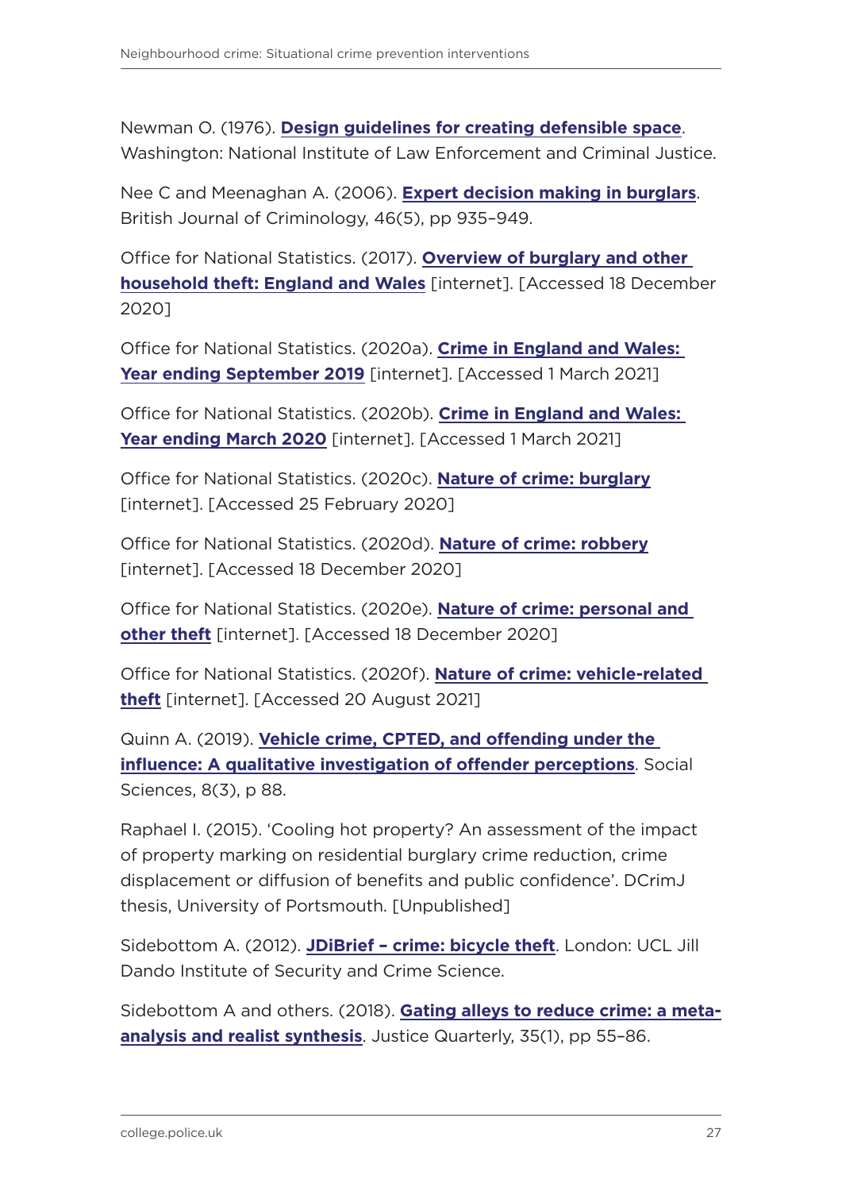Newman O. (1976). **Design guidelines for creating defensible space**. Washington: National Institute of Law Enforcement and Criminal Justice.

Nee C and Meenaghan A. (2006). **Expert decision making in burglars**. British Journal of Criminology, 46(5), pp 935–949.

Office for National Statistics. (2017). **Overview of burglary and other household theft: England and Wales** [internet]. [Accessed 18 December 2020]

Office for National Statistics. (2020a). **Crime in England and Wales: Year ending September 2019** [internet]. [Accessed 1 March 2021]

Office for National Statistics. (2020b). **Crime in England and Wales: Year ending March 2020** [internet]. [Accessed 1 March 2021]

Office for National Statistics. (2020c). **Nature of crime: burglary** [internet]. [Accessed 25 February 2020]

Office for National Statistics. (2020d). **Nature of crime: robbery** [internet]. [Accessed 18 December 2020]

Office for National Statistics. (2020e). **Nature of crime: personal and other theft** [internet]. [Accessed 18 December 2020]

Office for National Statistics. (2020f). **Nature of crime: vehicle-related theft** [internet]. [Accessed 20 August 2021]

Quinn A. (2019). **Vehicle crime, CPTED, and offending under the influence: A qualitative investigation of offender perceptions**. Social Sciences, 8(3), p 88.

Raphael I. (2015). 'Cooling hot property? An assessment of the impact of property marking on residential burglary crime reduction, crime displacement or diffusion of benefits and public confidence'. DCrimJ thesis, University of Portsmouth. [Unpublished]

Sidebottom A. (2012). **JDiBrief – crime: bicycle theft**. London: UCL Jill Dando Institute of Security and Crime Science.

Sidebottom A and others. (2018). **Gating alleys to reduce crime: a meta-analysis and realist synthesis**. Justice Quarterly, 35(1), pp 55–86.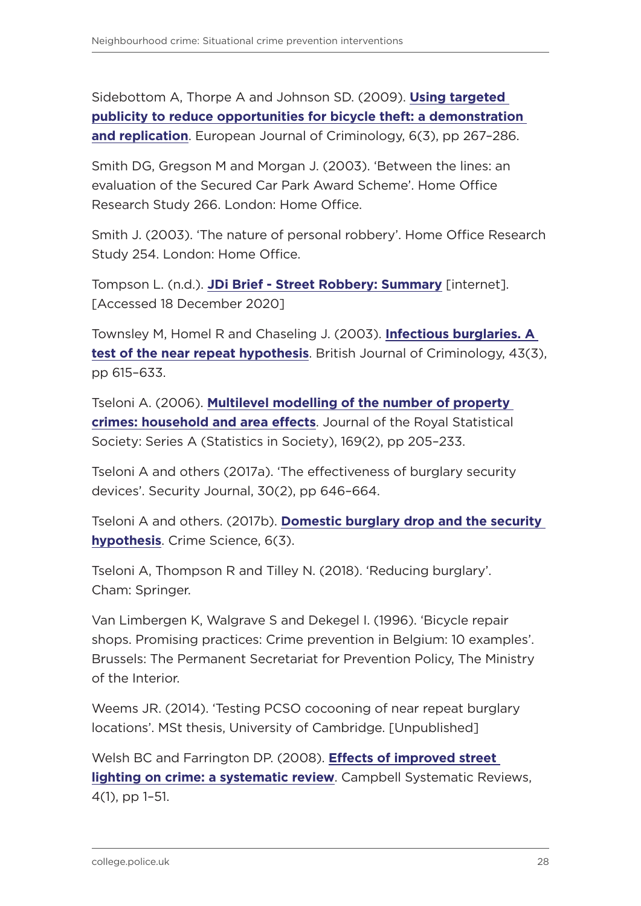Sidebottom A, Thorpe A and Johnson SD. (2009). **Using targeted publicity to reduce opportunities for bicycle theft: a demonstration and replication**. European Journal of Criminology, 6(3), pp 267–286.

Smith DG, Gregson M and Morgan J. (2003). 'Between the lines: an evaluation of the Secured Car Park Award Scheme'. Home Office Research Study 266. London: Home Office.

Smith J. (2003). 'The nature of personal robbery'. Home Office Research Study 254. London: Home Office.

Tompson L. (n.d.). **JDi Brief - Street Robbery: Summary** [internet]. [Accessed 18 December 2020]

Townsley M, Homel R and Chaseling J. (2003). **Infectious burglaries. A test of the near repeat hypothesis**. British Journal of Criminology, 43(3), pp 615–633.

Tseloni A. (2006). **Multilevel modelling of the number of property crimes: household and area effects**. Journal of the Royal Statistical Society: Series A (Statistics in Society), 169(2), pp 205–233.

Tseloni A and others (2017a). 'The effectiveness of burglary security devices'. Security Journal, 30(2), pp 646–664.

Tseloni A and others. (2017b). **Domestic burglary drop and the security hypothesis**. Crime Science, 6(3).

Tseloni A, Thompson R and Tilley N. (2018). 'Reducing burglary'. Cham: Springer.

Van Limbergen K, Walgrave S and Dekegel I. (1996). 'Bicycle repair shops. Promising practices: Crime prevention in Belgium: 10 examples'. Brussels: The Permanent Secretariat for Prevention Policy, The Ministry of the Interior.

Weems JR. (2014). 'Testing PCSO cocooning of near repeat burglary locations'. MSt thesis, University of Cambridge. [Unpublished]

Welsh BC and Farrington DP. (2008). **Effects of improved street lighting on crime: a systematic review**. Campbell Systematic Reviews, 4(1), pp 1–51.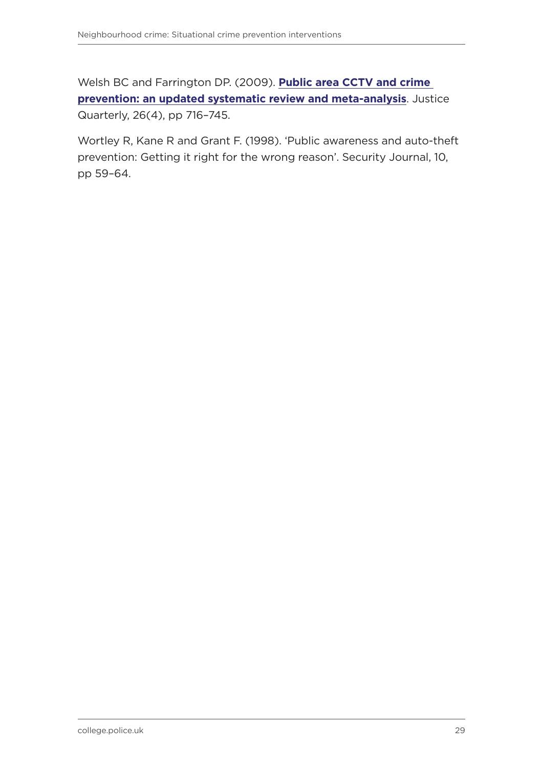Welsh BC and Farrington DP. (2009). **Public area CCTV and crime prevention: an updated systematic review and meta-analysis**. Justice Quarterly, 26(4), pp 716–745.

Wortley R, Kane R and Grant F. (1998). 'Public awareness and auto-theft prevention: Getting it right for the wrong reason'. Security Journal, 10, pp 59–64.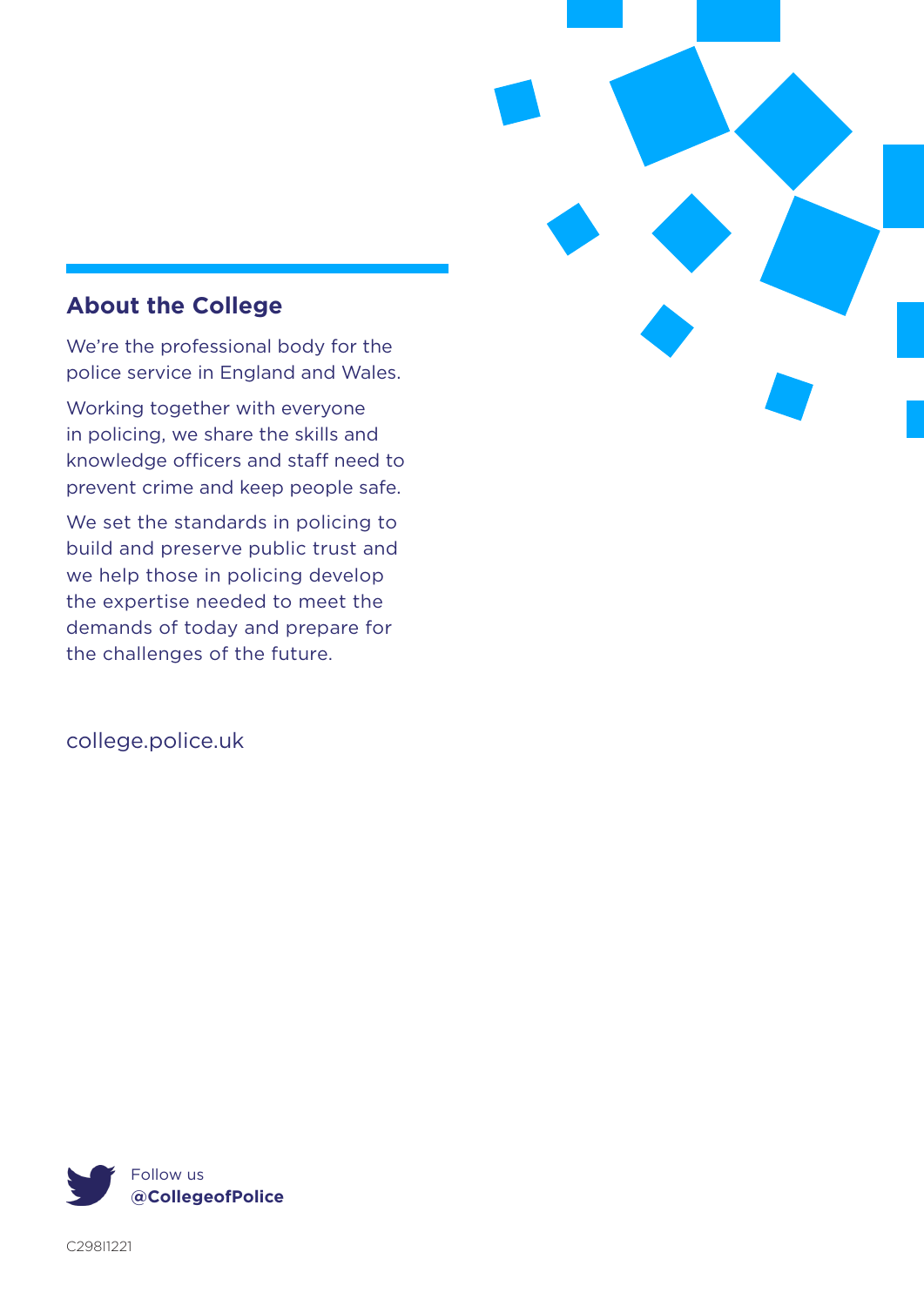## About the College

We're the professional body for the police service in England and Wales.

Working together with everyone in policing, we share the skills and knowledge officers and staff need to prevent crime and keep people safe.

We set the standards in policing to build and preserve public trust and we help those in policing develop the expertise needed to meet the demands of today and prepare for the challenges of the future.

college.police.uk

Follow us
**@CollegeofPolice**

C298I1221